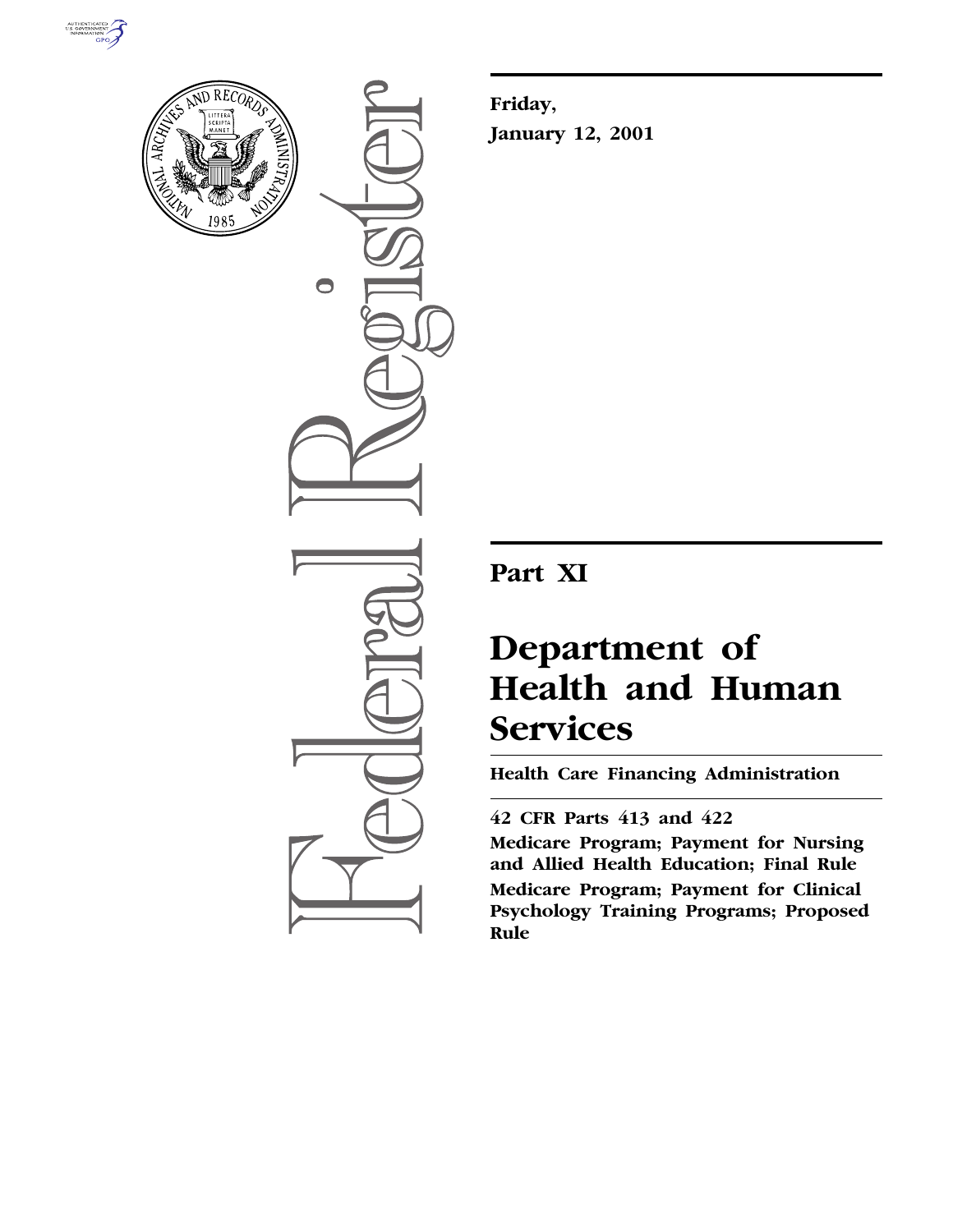**Friday,**

**January 12, 2001**

# Part XI

# Department of Health and Human Services

**Health Care Financing Administration**

**42 CFR Parts 413 and 422**

**Medicare Program; Payment for Nursing and Allied Health Education; Final Rule**

**Medicare Program; Payment for Clinical Psychology Training Programs; Proposed Rule**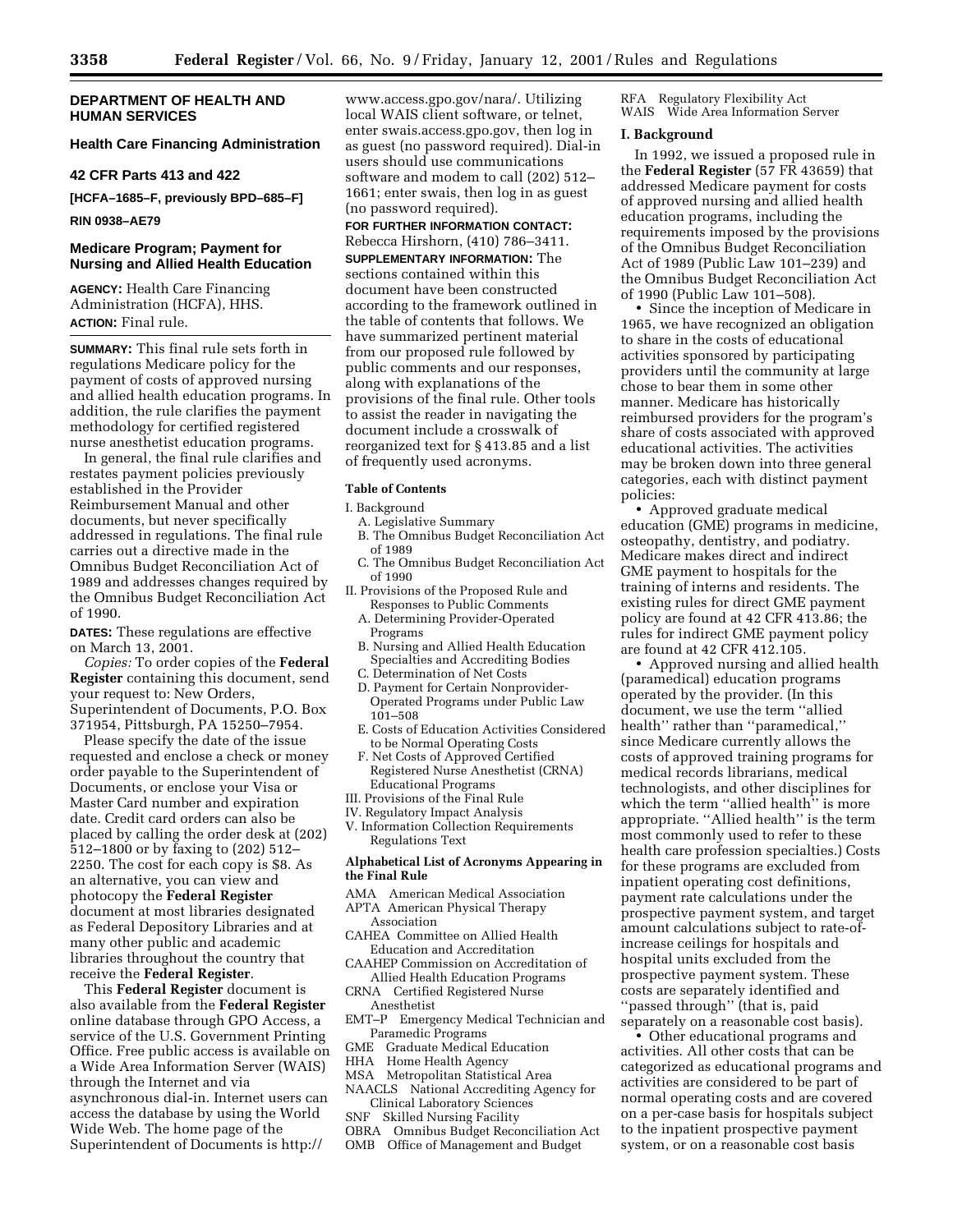## DEPARTMENT OF HEALTH AND HUMAN SERVICES

### Health Care Financing Administration

### 42 CFR Parts 413 and 422

**[HCFA–1685–F, previously BPD–685–F]**

**RIN 0938–AE79**

## Medicare Program; Payment for Nursing and Allied Health Education

**AGENCY:** Health Care Financing Administration (HCFA), HHS.

**ACTION:** Final rule.

**SUMMARY:** This final rule sets forth in regulations Medicare policy for the payment of costs of approved nursing and allied health education programs. In addition, the rule clarifies the payment methodology for certified registered nurse anesthetist education programs.

In general, the final rule clarifies and restates payment policies previously established in the Provider Reimbursement Manual and other documents, but never specifically addressed in regulations. The final rule carries out a directive made in the Omnibus Budget Reconciliation Act of 1989 and addresses changes required by the Omnibus Budget Reconciliation Act of 1990.

**DATES:** These regulations are effective on March 13, 2001.

*Copies:* To order copies of the **Federal Register** containing this document, send your request to: New Orders, Superintendent of Documents, P.O. Box 371954, Pittsburgh, PA 15250–7954.

Please specify the date of the issue requested and enclose a check or money order payable to the Superintendent of Documents, or enclose your Visa or Master Card number and expiration date. Credit card orders can also be placed by calling the order desk at (202) 512–1800 or by faxing to (202) 512–2250. The cost for each copy is $8. As an alternative, you can view and photocopy the **Federal Register** document at most libraries designated as Federal Depository Libraries and at many other public and academic libraries throughout the country that receive the **Federal Register**.

This **Federal Register** document is also available from the **Federal Register** online database through GPO Access, a service of the U.S. Government Printing Office. Free public access is available on a Wide Area Information Server (WAIS) through the Internet and via asynchronous dial-in. Internet users can access the database by using the World Wide Web. The home page of the Superintendent of Documents is http://www.access.gpo.gov/nara/. Utilizing local WAIS client software, or telnet, enter swais.access.gpo.gov, then log in as guest (no password required). Dial-in users should use communications software and modem to call (202) 512–1661; enter swais, then log in as guest (no password required).

**FOR FURTHER INFORMATION CONTACT:** Rebecca Hirshorn, (410) 786–3411.

**SUPPLEMENTARY INFORMATION:** The sections contained within this document have been constructed according to the framework outlined in the table of contents that follows. We have summarized pertinent material from our proposed rule followed by public comments and our responses, along with explanations of the provisions of the final rule. Other tools to assist the reader in navigating the document include a crosswalk of reorganized text for § 413.85 and a list of frequently used acronyms.

### Table of Contents

- I. Background
  - A. Legislative Summary
  - B. The Omnibus Budget Reconciliation Act of 1989
  - C. The Omnibus Budget Reconciliation Act of 1990
- II. Provisions of the Proposed Rule and Responses to Public Comments
  - A. Determining Provider-Operated Programs
  - B. Nursing and Allied Health Education Specialties and Accrediting Bodies
  - C. Determination of Net Costs
  - D. Payment for Certain Nonprovider-Operated Programs under Public Law 101–508
  - E. Costs of Education Activities Considered to be Normal Operating Costs
  - F. Net Costs of Approved Certified Registered Nurse Anesthetist (CRNA) Educational Programs
- III. Provisions of the Final Rule
- IV. Regulatory Impact Analysis
- V. Information Collection Requirements Regulations Text

### Alphabetical List of Acronyms Appearing in the Final Rule

- AMA American Medical Association
- APTA American Physical Therapy Association
- CAHEA Committee on Allied Health Education and Accreditation
- CAAHEP Commission on Accreditation of Allied Health Education Programs
- CRNA Certified Registered Nurse Anesthetist
- EMT–P Emergency Medical Technician and Paramedic Programs
- GME Graduate Medical Education
- HHA Home Health Agency
- MSA Metropolitan Statistical Area
- NAACLS National Accrediting Agency for Clinical Laboratory Sciences
- SNF Skilled Nursing Facility
- OBRA Omnibus Budget Reconciliation Act
- OMB Office of Management and Budget
- RFA Regulatory Flexibility Act
- WAIS Wide Area Information Server

### I. Background

In 1992, we issued a proposed rule in the **Federal Register** (57 FR 43659) that addressed Medicare payment for costs of approved nursing and allied health education programs, including the requirements imposed by the provisions of the Omnibus Budget Reconciliation Act of 1989 (Public Law 101–239) and the Omnibus Budget Reconciliation Act of 1990 (Public Law 101–508).

- Since the inception of Medicare in 1965, we have recognized an obligation to share in the costs of educational activities sponsored by participating providers until the community at large chose to bear them in some other manner. Medicare has historically reimbursed providers for the program's share of costs associated with approved educational activities. The activities may be broken down into three general categories, each with distinct payment policies:
- Approved graduate medical education (GME) programs in medicine, osteopathy, dentistry, and podiatry. Medicare makes direct and indirect GME payment to hospitals for the training of interns and residents. The existing rules for direct GME payment policy are found at 42 CFR 413.86; the rules for indirect GME payment policy are found at 42 CFR 412.105.
- Approved nursing and allied health (paramedical) education programs operated by the provider. (In this document, we use the term ''allied health'' rather than ''paramedical,'' since Medicare currently allows the costs of approved training programs for medical records librarians, medical technologists, and other disciplines for which the term ''allied health'' is more appropriate. ''Allied health'' is the term most commonly used to refer to these health care profession specialties.) Costs for these programs are excluded from inpatient operating cost definitions, payment rate calculations under the prospective payment system, and target amount calculations subject to rate-of-increase ceilings for hospitals and hospital units excluded from the prospective payment system. These costs are separately identified and ''passed through'' (that is, paid separately on a reasonable cost basis).
- Other educational programs and activities. All other costs that can be categorized as educational programs and activities are considered to be part of normal operating costs and are covered on a per-case basis for hospitals subject to the inpatient prospective payment system, or on a reasonable cost basis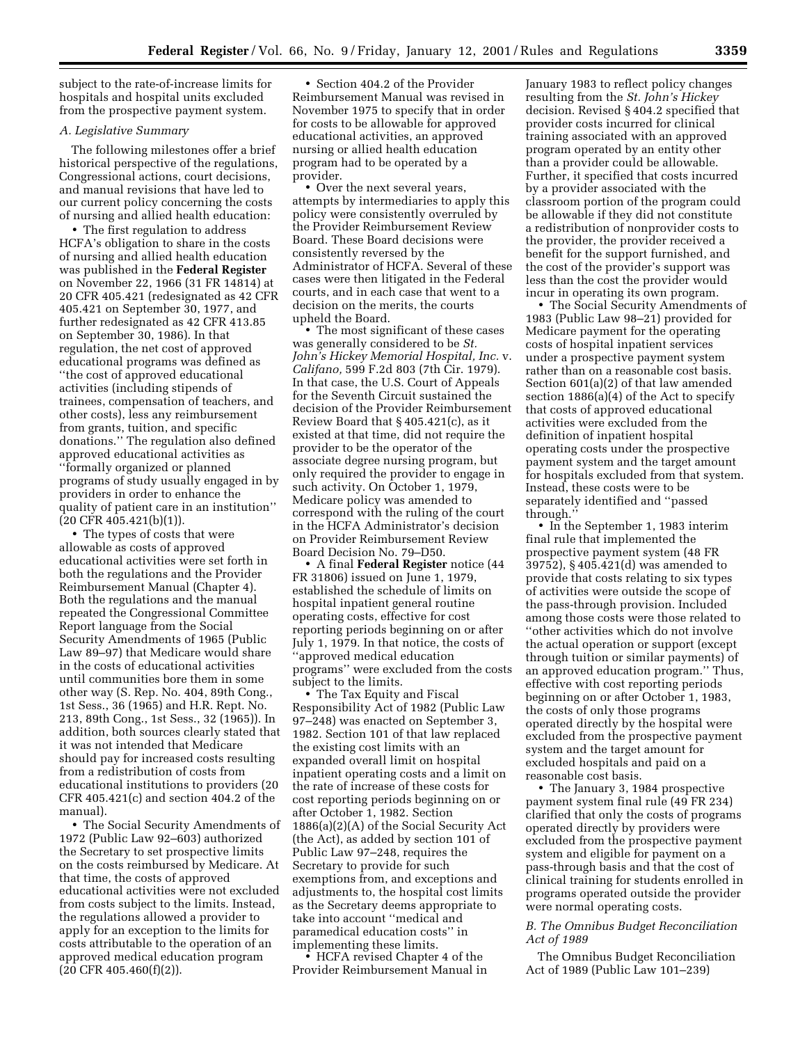subject to the rate-of-increase limits for hospitals and hospital units excluded from the prospective payment system.

### A. Legislative Summary

The following milestones offer a brief historical perspective of the regulations, Congressional actions, court decisions, and manual revisions that have led to our current policy concerning the costs of nursing and allied health education:

- The first regulation to address HCFA's obligation to share in the costs of nursing and allied health education was published in the **Federal Register** on November 22, 1966 (31 FR 14814) at 20 CFR 405.421 (redesignated as 42 CFR 405.421 on September 30, 1977, and further redesignated as 42 CFR 413.85 on September 30, 1986). In that regulation, the net cost of approved educational programs was defined as ''the cost of approved educational activities (including stipends of trainees, compensation of teachers, and other costs), less any reimbursement from grants, tuition, and specific donations.'' The regulation also defined approved educational activities as ''formally organized or planned programs of study usually engaged in by providers in order to enhance the quality of patient care in an institution'' (20 CFR 405.421(b)(1)).
- The types of costs that were allowable as costs of approved educational activities were set forth in both the regulations and the Provider Reimbursement Manual (Chapter 4). Both the regulations and the manual repeated the Congressional Committee Report language from the Social Security Amendments of 1965 (Public Law 89–97) that Medicare would share in the costs of educational activities until communities bore them in some other way (S. Rep. No. 404, 89th Cong., 1st Sess., 36 (1965) and H.R. Rept. No. 213, 89th Cong., 1st Sess., 32 (1965)). In addition, both sources clearly stated that it was not intended that Medicare should pay for increased costs resulting from a redistribution of costs from educational institutions to providers (20 CFR 405.421(c) and section 404.2 of the manual).
- The Social Security Amendments of 1972 (Public Law 92–603) authorized the Secretary to set prospective limits on the costs reimbursed by Medicare. At that time, the costs of approved educational activities were not excluded from costs subject to the limits. Instead, the regulations allowed a provider to apply for an exception to the limits for costs attributable to the operation of an approved medical education program (20 CFR 405.460(f)(2)).
- Section 404.2 of the Provider Reimbursement Manual was revised in November 1975 to specify that in order for costs to be allowable for approved educational activities, an approved nursing or allied health education program had to be operated by a provider.
- Over the next several years, attempts by intermediaries to apply this policy were consistently overruled by the Provider Reimbursement Review Board. These Board decisions were consistently reversed by the Administrator of HCFA. Several of these cases were then litigated in the Federal courts, and in each case that went to a decision on the merits, the courts upheld the Board.
- The most significant of these cases was generally considered to be *St. John's Hickey Memorial Hospital, Inc.* v. *Califano,* 599 F.2d 803 (7th Cir. 1979). In that case, the U.S. Court of Appeals for the Seventh Circuit sustained the decision of the Provider Reimbursement Review Board that § 405.421(c), as it existed at that time, did not require the provider to be the operator of the associate degree nursing program, but only required the provider to engage in such activity. On October 1, 1979, Medicare policy was amended to correspond with the ruling of the court in the HCFA Administrator's decision on Provider Reimbursement Review Board Decision No. 79–D50.
- A final **Federal Register** notice (44 FR 31806) issued on June 1, 1979, established the schedule of limits on hospital inpatient general routine operating costs, effective for cost reporting periods beginning on or after July 1, 1979. In that notice, the costs of ''approved medical education programs'' were excluded from the costs subject to the limits.
- The Tax Equity and Fiscal Responsibility Act of 1982 (Public Law 97–248) was enacted on September 3, 1982. Section 101 of that law replaced the existing cost limits with an expanded overall limit on hospital inpatient operating costs and a limit on the rate of increase of these costs for cost reporting periods beginning on or after October 1, 1982. Section 1886(a)(2)(A) of the Social Security Act (the Act), as added by section 101 of Public Law 97–248, requires the Secretary to provide for such exemptions from, and exceptions and adjustments to, the hospital cost limits as the Secretary deems appropriate to take into account ''medical and paramedical education costs'' in implementing these limits.
- HCFA revised Chapter 4 of the Provider Reimbursement Manual in January 1983 to reflect policy changes resulting from the *St. John's Hickey* decision. Revised § 404.2 specified that provider costs incurred for clinical training associated with an approved program operated by an entity other than a provider could be allowable. Further, it specified that costs incurred by a provider associated with the classroom portion of the program could be allowable if they did not constitute a redistribution of nonprovider costs to the provider, the provider received a benefit for the support furnished, and the cost of the provider's support was less than the cost the provider would incur in operating its own program.
- The Social Security Amendments of 1983 (Public Law 98–21) provided for Medicare payment for the operating costs of hospital inpatient services under a prospective payment system rather than on a reasonable cost basis. Section 601(a)(2) of that law amended section 1886(a)(4) of the Act to specify that costs of approved educational activities were excluded from the definition of inpatient hospital operating costs under the prospective payment system and the target amount for hospitals excluded from that system. Instead, these costs were to be separately identified and ''passed through.''
- In the September 1, 1983 interim final rule that implemented the prospective payment system (48 FR 39752), § 405.421(d) was amended to provide that costs relating to six types of activities were outside the scope of the pass-through provision. Included among those costs were those related to ''other activities which do not involve the actual operation or support (except through tuition or similar payments) of an approved education program.'' Thus, effective with cost reporting periods beginning on or after October 1, 1983, the costs of only those programs operated directly by the hospital were excluded from the prospective payment system and the target amount for excluded hospitals and paid on a reasonable cost basis.
- The January 3, 1984 prospective payment system final rule (49 FR 234) clarified that only the costs of programs operated directly by providers were excluded from the prospective payment system and eligible for payment on a pass-through basis and that the cost of clinical training for students enrolled in programs operated outside the provider were normal operating costs.

### B. The Omnibus Budget Reconciliation Act of 1989

The Omnibus Budget Reconciliation Act of 1989 (Public Law 101–239)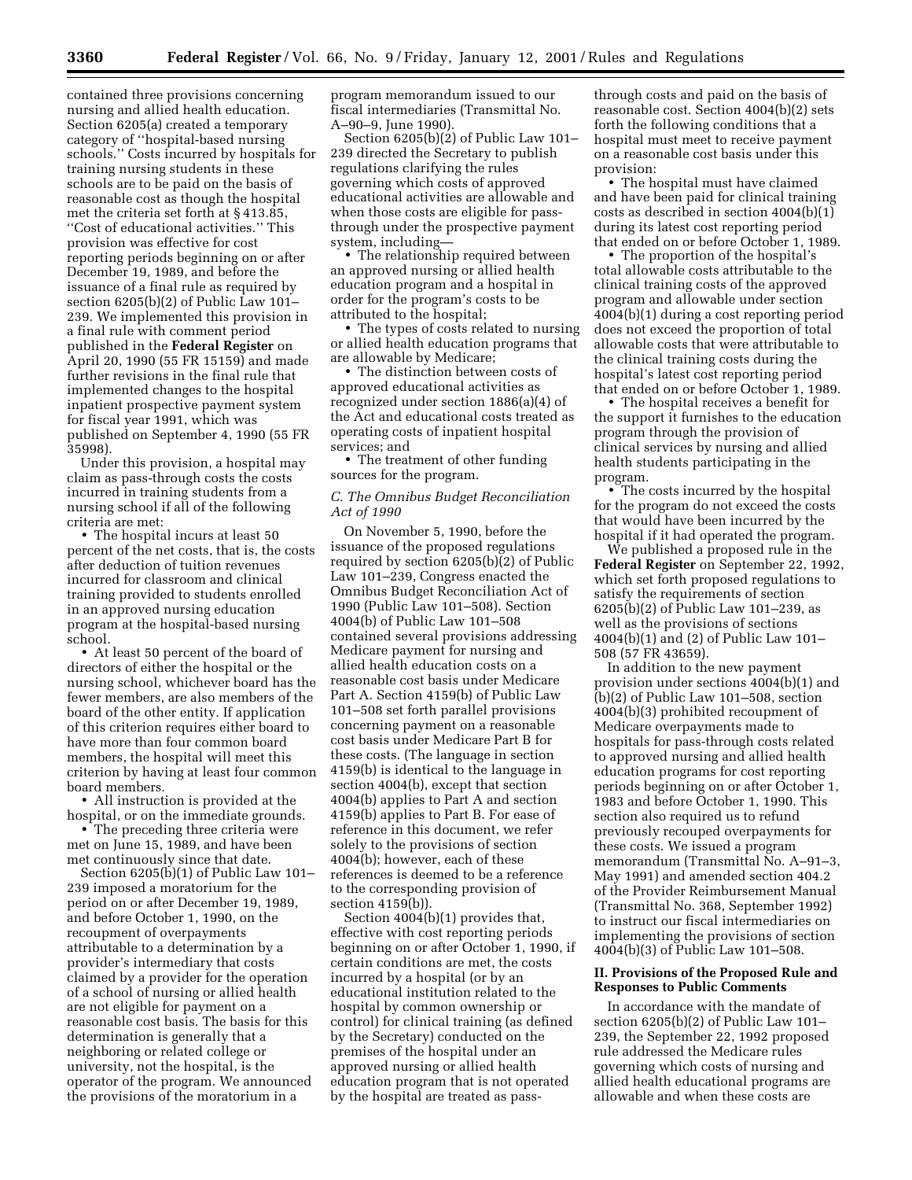contained three provisions concerning nursing and allied health education. Section 6205(a) created a temporary category of ''hospital-based nursing schools.'' Costs incurred by hospitals for training nursing students in these schools are to be paid on the basis of reasonable cost as though the hospital met the criteria set forth at § 413.85, ''Cost of educational activities.'' This provision was effective for cost reporting periods beginning on or after December 19, 1989, and before the issuance of a final rule as required by section 6205(b)(2) of Public Law 101–239. We implemented this provision in a final rule with comment period published in the **Federal Register** on April 20, 1990 (55 FR 15159) and made further revisions in the final rule that implemented changes to the hospital inpatient prospective payment system for fiscal year 1991, which was published on September 4, 1990 (55 FR 35998).

Under this provision, a hospital may claim as pass-through costs the costs incurred in training students from a nursing school if all of the following criteria are met:

• The hospital incurs at least 50 percent of the net costs, that is, the costs after deduction of tuition revenues incurred for classroom and clinical training provided to students enrolled in an approved nursing education program at the hospital-based nursing school.

• At least 50 percent of the board of directors of either the hospital or the nursing school, whichever board has the fewer members, are also members of the board of the other entity. If application of this criterion requires either board to have more than four common board members, the hospital will meet this criterion by having at least four common board members.

• All instruction is provided at the hospital, or on the immediate grounds.

• The preceding three criteria were met on June 15, 1989, and have been met continuously since that date.

Section 6205(b)(1) of Public Law 101–239 imposed a moratorium for the period on or after December 19, 1989, and before October 1, 1990, on the recoupment of overpayments attributable to a determination by a provider's intermediary that costs claimed by a provider for the operation of a school of nursing or allied health are not eligible for payment on a reasonable cost basis. The basis for this determination is generally that a neighboring or related college or university, not the hospital, is the operator of the program. We announced the provisions of the moratorium in a program memorandum issued to our fiscal intermediaries (Transmittal No. A–90–9, June 1990).

Section 6205(b)(2) of Public Law 101–239 directed the Secretary to publish regulations clarifying the rules governing which costs of approved educational activities are allowable and when those costs are eligible for pass-through under the prospective payment system, including—

• The relationship required between an approved nursing or allied health education program and a hospital in order for the program's costs to be attributed to the hospital;

• The types of costs related to nursing or allied health education programs that are allowable by Medicare;

• The distinction between costs of approved educational activities as recognized under section 1886(a)(4) of the Act and educational costs treated as operating costs of inpatient hospital services; and

• The treatment of other funding sources for the program.

### *C. The Omnibus Budget Reconciliation Act of 1990*

On November 5, 1990, before the issuance of the proposed regulations required by section 6205(b)(2) of Public Law 101–239, Congress enacted the Omnibus Budget Reconciliation Act of 1990 (Public Law 101–508). Section 4004(b) of Public Law 101–508 contained several provisions addressing Medicare payment for nursing and allied health education costs on a reasonable cost basis under Medicare Part A. Section 4159(b) of Public Law 101–508 set forth parallel provisions concerning payment on a reasonable cost basis under Medicare Part B for these costs. (The language in section 4159(b) is identical to the language in section 4004(b), except that section 4004(b) applies to Part A and section 4159(b) applies to Part B. For ease of reference in this document, we refer solely to the provisions of section 4004(b); however, each of these references is deemed to be a reference to the corresponding provision of section 4159(b)).

Section 4004(b)(1) provides that, effective with cost reporting periods beginning on or after October 1, 1990, if certain conditions are met, the costs incurred by a hospital (or by an educational institution related to the hospital by common ownership or control) for clinical training (as defined by the Secretary) conducted on the premises of the hospital under an approved nursing or allied health education program that is not operated by the hospital are treated as pass-through costs and paid on the basis of reasonable cost. Section 4004(b)(2) sets forth the following conditions that a hospital must meet to receive payment on a reasonable cost basis under this provision:

• The hospital must have claimed and have been paid for clinical training costs as described in section 4004(b)(1) during its latest cost reporting period that ended on or before October 1, 1989.

• The proportion of the hospital's total allowable costs attributable to the clinical training costs of the approved program and allowable under section 4004(b)(1) during a cost reporting period does not exceed the proportion of total allowable costs that were attributable to the clinical training costs during the hospital's latest cost reporting period that ended on or before October 1, 1989.

• The hospital receives a benefit for the support it furnishes to the education program through the provision of clinical services by nursing and allied health students participating in the program.

• The costs incurred by the hospital for the program do not exceed the costs that would have been incurred by the hospital if it had operated the program.

We published a proposed rule in the **Federal Register** on September 22, 1992, which set forth proposed regulations to satisfy the requirements of section 6205(b)(2) of Public Law 101–239, as well as the provisions of sections 4004(b)(1) and (2) of Public Law 101–508 (57 FR 43659).

In addition to the new payment provision under sections 4004(b)(1) and (b)(2) of Public Law 101–508, section 4004(b)(3) prohibited recoupment of Medicare overpayments made to hospitals for pass-through costs related to approved nursing and allied health education programs for cost reporting periods beginning on or after October 1, 1983 and before October 1, 1990. This section also required us to refund previously recouped overpayments for these costs. We issued a program memorandum (Transmittal No. A–91–3, May 1991) and amended section 404.2 of the Provider Reimbursement Manual (Transmittal No. 368, September 1992) to instruct our fiscal intermediaries on implementing the provisions of section 4004(b)(3) of Public Law 101–508.

## II. Provisions of the Proposed Rule and Responses to Public Comments

In accordance with the mandate of section 6205(b)(2) of Public Law 101–239, the September 22, 1992 proposed rule addressed the Medicare rules governing which costs of nursing and allied health educational programs are allowable and when these costs are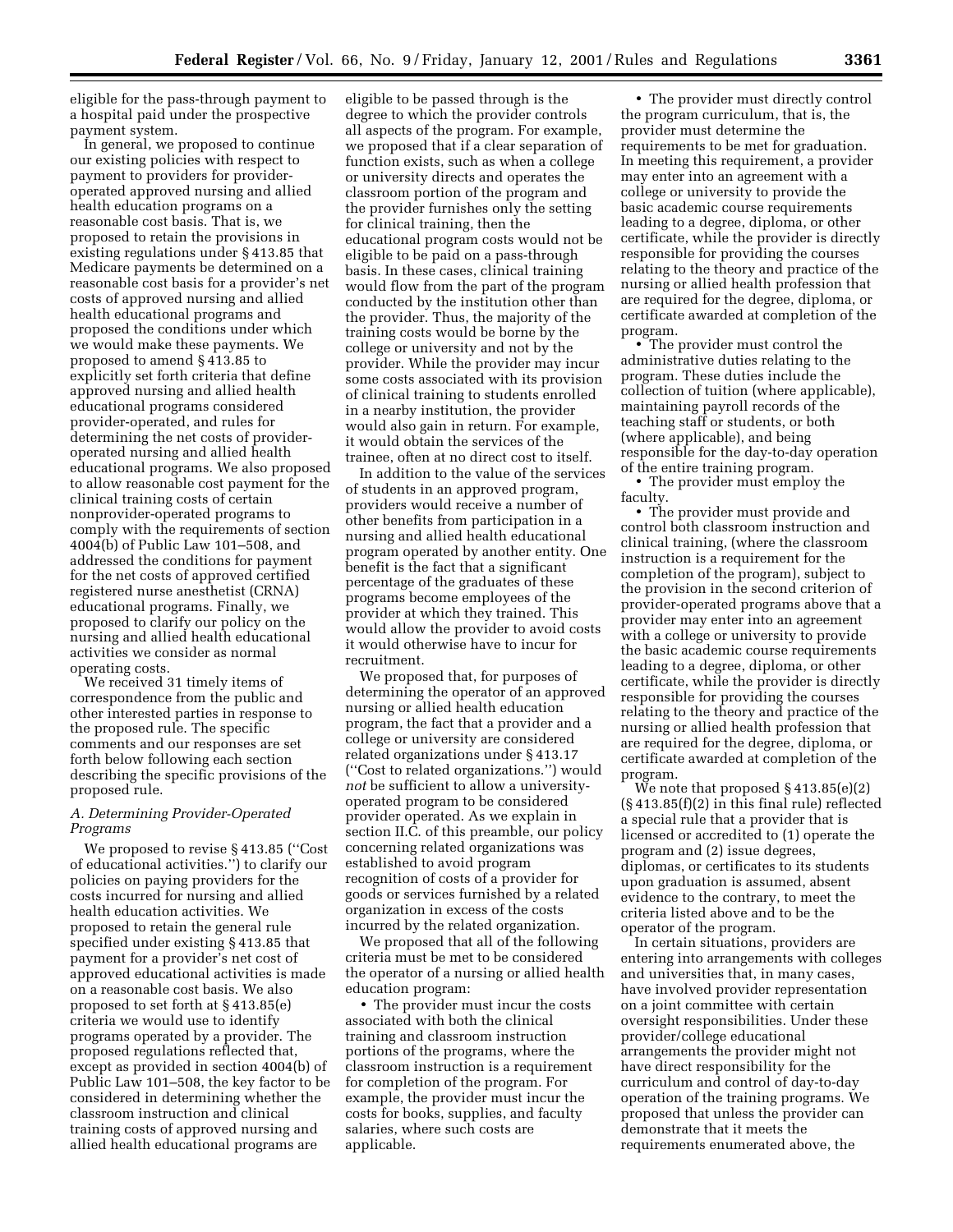eligible for the pass-through payment to a hospital paid under the prospective payment system.

In general, we proposed to continue our existing policies with respect to payment to providers for provider-operated approved nursing and allied health education programs on a reasonable cost basis. That is, we proposed to retain the provisions in existing regulations under § 413.85 that Medicare payments be determined on a reasonable cost basis for a provider's net costs of approved nursing and allied health educational programs and proposed the conditions under which we would make these payments. We proposed to amend § 413.85 to explicitly set forth criteria that define approved nursing and allied health educational programs considered provider-operated, and rules for determining the net costs of provider-operated nursing and allied health educational programs. We also proposed to allow reasonable cost payment for the clinical training costs of certain nonprovider-operated programs to comply with the requirements of section 4004(b) of Public Law 101–508, and addressed the conditions for payment for the net costs of approved certified registered nurse anesthetist (CRNA) educational programs. Finally, we proposed to clarify our policy on the nursing and allied health educational activities we consider as normal operating costs.

We received 31 timely items of correspondence from the public and other interested parties in response to the proposed rule. The specific comments and our responses are set forth below following each section describing the specific provisions of the proposed rule.

### *A. Determining Provider-Operated Programs*

We proposed to revise § 413.85 (''Cost of educational activities.'') to clarify our policies on paying providers for the costs incurred for nursing and allied health education activities. We proposed to retain the general rule specified under existing § 413.85 that payment for a provider's net cost of approved educational activities is made on a reasonable cost basis. We also proposed to set forth at § 413.85(e) criteria we would use to identify programs operated by a provider. The proposed regulations reflected that, except as provided in section 4004(b) of Public Law 101–508, the key factor to be considered in determining whether the classroom instruction and clinical training costs of approved nursing and allied health educational programs are eligible to be passed through is the degree to which the provider controls all aspects of the program. For example, we proposed that if a clear separation of function exists, such as when a college or university directs and operates the classroom portion of the program and the provider furnishes only the setting for clinical training, then the educational program costs would not be eligible to be paid on a pass-through basis. In these cases, clinical training would flow from the part of the program conducted by the institution other than the provider. Thus, the majority of the training costs would be borne by the college or university and not by the provider. While the provider may incur some costs associated with its provision of clinical training to students enrolled in a nearby institution, the provider would also gain in return. For example, it would obtain the services of the trainee, often at no direct cost to itself.

In addition to the value of the services of students in an approved program, providers would receive a number of other benefits from participation in a nursing and allied health educational program operated by another entity. One benefit is the fact that a significant percentage of the graduates of these programs become employees of the provider at which they trained. This would allow the provider to avoid costs it would otherwise have to incur for recruitment.

We proposed that, for purposes of determining the operator of an approved nursing or allied health education program, the fact that a provider and a college or university are considered related organizations under § 413.17 (''Cost to related organizations.'') would *not* be sufficient to allow a university-operated program to be considered provider operated. As we explain in section II.C. of this preamble, our policy concerning related organizations was established to avoid program recognition of costs of a provider for goods or services furnished by a related organization in excess of the costs incurred by the related organization.

We proposed that all of the following criteria must be met to be considered the operator of a nursing or allied health education program:

- The provider must incur the costs associated with both the clinical training and classroom instruction portions of the programs, where the classroom instruction is a requirement for completion of the program. For example, the provider must incur the costs for books, supplies, and faculty salaries, where such costs are applicable.
- The provider must directly control the program curriculum, that is, the provider must determine the requirements to be met for graduation. In meeting this requirement, a provider may enter into an agreement with a college or university to provide the basic academic course requirements leading to a degree, diploma, or other certificate, while the provider is directly responsible for providing the courses relating to the theory and practice of the nursing or allied health profession that are required for the degree, diploma, or certificate awarded at completion of the program.
- The provider must control the administrative duties relating to the program. These duties include the collection of tuition (where applicable), maintaining payroll records of the teaching staff or students, or both (where applicable), and being responsible for the day-to-day operation of the entire training program.
- The provider must employ the faculty.
- The provider must provide and control both classroom instruction and clinical training, (where the classroom instruction is a requirement for the completion of the program), subject to the provision in the second criterion of provider-operated programs above that a provider may enter into an agreement with a college or university to provide the basic academic course requirements leading to a degree, diploma, or other certificate, while the provider is directly responsible for providing the courses relating to the theory and practice of the nursing or allied health profession that are required for the degree, diploma, or certificate awarded at completion of the program.

We note that proposed § 413.85(e)(2) (§ 413.85(f)(2) in this final rule) reflected a special rule that a provider that is licensed or accredited to (1) operate the program and (2) issue degrees, diplomas, or certificates to its students upon graduation is assumed, absent evidence to the contrary, to meet the criteria listed above and to be the operator of the program.

In certain situations, providers are entering into arrangements with colleges and universities that, in many cases, have involved provider representation on a joint committee with certain oversight responsibilities. Under these provider/college educational arrangements the provider might not have direct responsibility for the curriculum and control of day-to-day operation of the training programs. We proposed that unless the provider can demonstrate that it meets the requirements enumerated above, the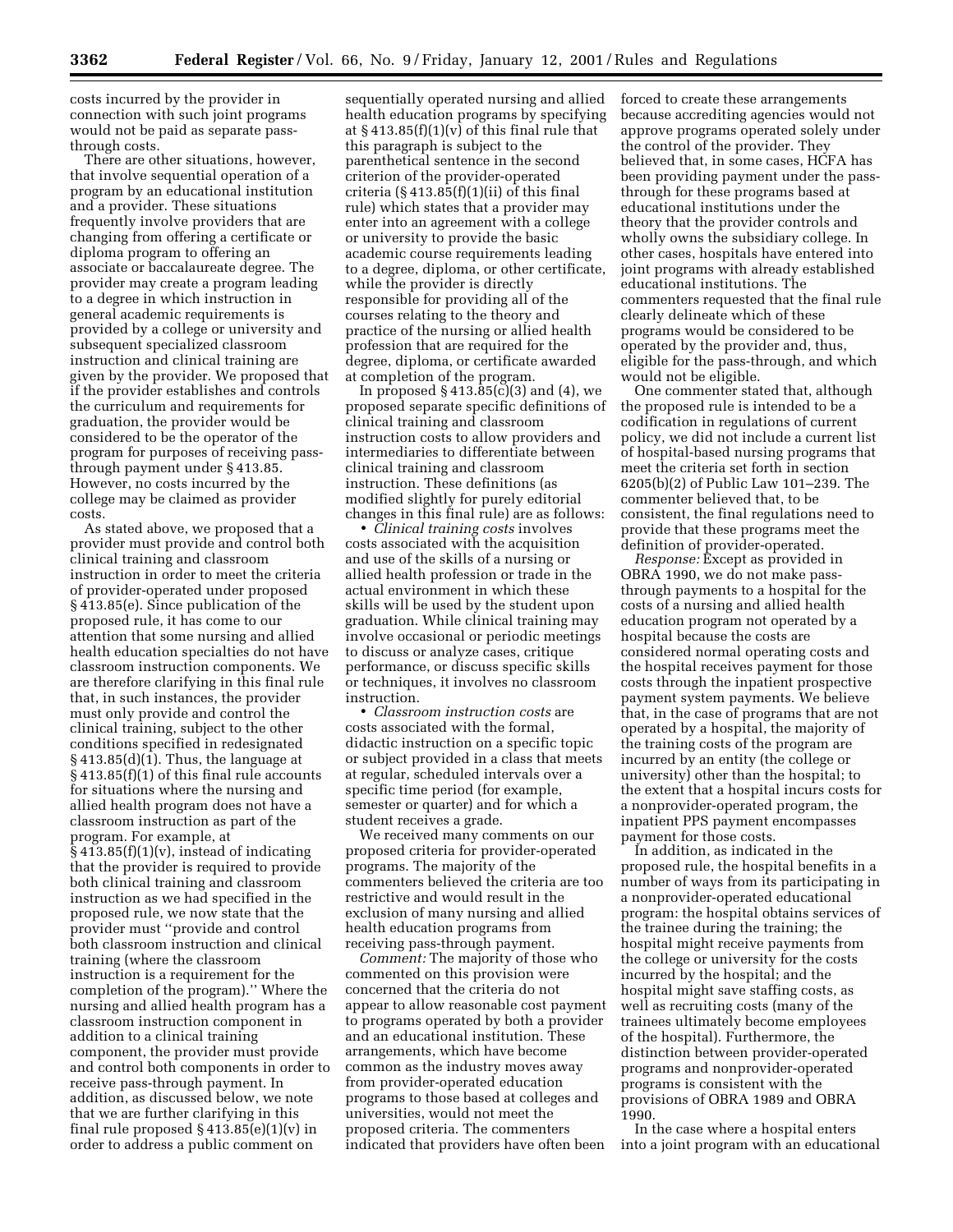costs incurred by the provider in connection with such joint programs would not be paid as separate pass-through costs.

There are other situations, however, that involve sequential operation of a program by an educational institution and a provider. These situations frequently involve providers that are changing from offering a certificate or diploma program to offering an associate or baccalaureate degree. The provider may create a program leading to a degree in which instruction in general academic requirements is provided by a college or university and subsequent specialized classroom instruction and clinical training are given by the provider. We proposed that if the provider establishes and controls the curriculum and requirements for graduation, the provider would be considered to be the operator of the program for purposes of receiving pass-through payment under § 413.85. However, no costs incurred by the college may be claimed as provider costs.

As stated above, we proposed that a provider must provide and control both clinical training and classroom instruction in order to meet the criteria of provider-operated under proposed § 413.85(e). Since publication of the proposed rule, it has come to our attention that some nursing and allied health education specialties do not have classroom instruction components. We are therefore clarifying in this final rule that, in such instances, the provider must only provide and control the clinical training, subject to the other conditions specified in redesignated § 413.85(d)(1). Thus, the language at § 413.85(f)(1) of this final rule accounts for situations where the nursing and allied health program does not have a classroom instruction as part of the program. For example, at § 413.85(f)(1)(v), instead of indicating that the provider is required to provide both clinical training and classroom instruction as we had specified in the proposed rule, we now state that the provider must ''provide and control both classroom instruction and clinical training (where the classroom instruction is a requirement for the completion of the program).'' Where the nursing and allied health program has a classroom instruction component in addition to a clinical training component, the provider must provide and control both components in order to receive pass-through payment. In addition, as discussed below, we note that we are further clarifying in this final rule proposed § 413.85(e)(1)(v) in order to address a public comment on sequentially operated nursing and allied health education programs by specifying at § 413.85(f)(1)(v) of this final rule that this paragraph is subject to the parenthetical sentence in the second criterion of the provider-operated criteria (§ 413.85(f)(1)(ii) of this final rule) which states that a provider may enter into an agreement with a college or university to provide the basic academic course requirements leading to a degree, diploma, or other certificate, while the provider is directly responsible for providing all of the courses relating to the theory and practice of the nursing or allied health profession that are required for the degree, diploma, or certificate awarded at completion of the program.

In proposed § 413.85(c)(3) and (4), we proposed separate specific definitions of clinical training and classroom instruction costs to allow providers and intermediaries to differentiate between clinical training and classroom instruction. These definitions (as modified slightly for purely editorial changes in this final rule) are as follows:

- *Clinical training costs* involves costs associated with the acquisition and use of the skills of a nursing or allied health profession or trade in the actual environment in which these skills will be used by the student upon graduation. While clinical training may involve occasional or periodic meetings to discuss or analyze cases, critique performance, or discuss specific skills or techniques, it involves no classroom instruction.
- *Classroom instruction costs* are costs associated with the formal, didactic instruction on a specific topic or subject provided in a class that meets at regular, scheduled intervals over a specific time period (for example, semester or quarter) and for which a student receives a grade.

We received many comments on our proposed criteria for provider-operated programs. The majority of the commenters believed the criteria are too restrictive and would result in the exclusion of many nursing and allied health education programs from receiving pass-through payment.

*Comment:* The majority of those who commented on this provision were concerned that the criteria do not appear to allow reasonable cost payment to programs operated by both a provider and an educational institution. These arrangements, which have become common as the industry moves away from provider-operated education programs to those based at colleges and universities, would not meet the proposed criteria. The commenters indicated that providers have often been forced to create these arrangements because accrediting agencies would not approve programs operated solely under the control of the provider. They believed that, in some cases, HCFA has been providing payment under the pass-through for these programs based at educational institutions under the theory that the provider controls and wholly owns the subsidiary college. In other cases, hospitals have entered into joint programs with already established educational institutions. The commenters requested that the final rule clearly delineate which of these programs would be considered to be operated by the provider and, thus, eligible for the pass-through, and which would not be eligible.

One commenter stated that, although the proposed rule is intended to be a codification in regulations of current policy, we did not include a current list of hospital-based nursing programs that meet the criteria set forth in section 6205(b)(2) of Public Law 101–239. The commenter believed that, to be consistent, the final regulations need to provide that these programs meet the definition of provider-operated.

*Response:* Except as provided in OBRA 1990, we do not make pass-through payments to a hospital for the costs of a nursing and allied health education program not operated by a hospital because the costs are considered normal operating costs and the hospital receives payment for those costs through the inpatient prospective payment system payments. We believe that, in the case of programs that are not operated by a hospital, the majority of the training costs of the program are incurred by an entity (the college or university) other than the hospital; to the extent that a hospital incurs costs for a nonprovider-operated program, the inpatient PPS payment encompasses payment for those costs.

In addition, as indicated in the proposed rule, the hospital benefits in a number of ways from its participating in a nonprovider-operated educational program: the hospital obtains services of the trainee during the training; the hospital might receive payments from the college or university for the costs incurred by the hospital; and the hospital might save staffing costs, as well as recruiting costs (many of the trainees ultimately become employees of the hospital). Furthermore, the distinction between provider-operated programs and nonprovider-operated programs is consistent with the provisions of OBRA 1989 and OBRA 1990.

In the case where a hospital enters into a joint program with an educational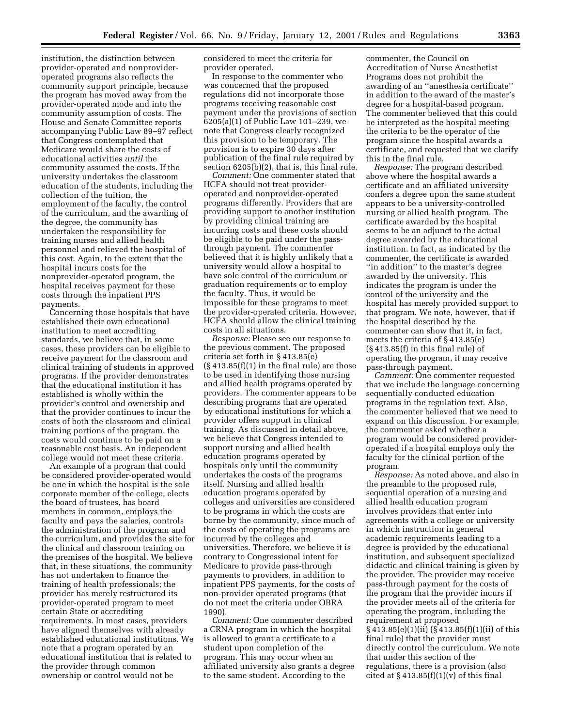institution, the distinction between provider-operated and nonprovider-operated programs also reflects the community support principle, because the program has moved away from the provider-operated mode and into the community assumption of costs. The House and Senate Committee reports accompanying Public Law 89–97 reflect that Congress contemplated that Medicare would share the costs of educational activities *until* the community assumed the costs. If the university undertakes the classroom education of the students, including the collection of the tuition, the employment of the faculty, the control of the curriculum, and the awarding of the degree, the community has undertaken the responsibility for training nurses and allied health personnel and relieved the hospital of this cost. Again, to the extent that the hospital incurs costs for the nonprovider-operated program, the hospital receives payment for these costs through the inpatient PPS payments.

Concerning those hospitals that have established their own educational institution to meet accrediting standards, we believe that, in some cases, these providers can be eligible to receive payment for the classroom and clinical training of students in approved programs. If the provider demonstrates that the educational institution it has established is wholly within the provider's control and ownership and that the provider continues to incur the costs of both the classroom and clinical training portions of the program, the costs would continue to be paid on a reasonable cost basis. An independent college would not meet these criteria.

An example of a program that could be considered provider-operated would be one in which the hospital is the sole corporate member of the college, elects the board of trustees, has board members in common, employs the faculty and pays the salaries, controls the administration of the program and the curriculum, and provides the site for the clinical and classroom training on the premises of the hospital. We believe that, in these situations, the community has not undertaken to finance the training of health professionals; the provider has merely restructured its provider-operated program to meet certain State or accrediting requirements. In most cases, providers have aligned themselves with already established educational institutions. We note that a program operated by an educational institution that is related to the provider through common ownership or control would not be considered to meet the criteria for provider operated.

In response to the commenter who was concerned that the proposed regulations did not incorporate those programs receiving reasonable cost payment under the provisions of section 6205(a)(1) of Public Law 101–239, we note that Congress clearly recognized this provision to be temporary. The provision is to expire 30 days after publication of the final rule required by section 6205(b)(2), that is, this final rule.

*Comment:* One commenter stated that HCFA should not treat provider-operated and nonprovider-operated programs differently. Providers that are providing support to another institution by providing clinical training are incurring costs and these costs should be eligible to be paid under the pass-through payment. The commenter believed that it is highly unlikely that a university would allow a hospital to have sole control of the curriculum or graduation requirements or to employ the faculty. Thus, it would be impossible for these programs to meet the provider-operated criteria. However, HCFA should allow the clinical training costs in all situations.

*Response:* Please see our response to the previous comment. The proposed criteria set forth in § 413.85(e) (§ 413.85(f)(1) in the final rule) are those to be used in identifying those nursing and allied health programs operated by providers. The commenter appears to be describing programs that are operated by educational institutions for which a provider offers support in clinical training. As discussed in detail above, we believe that Congress intended to support nursing and allied health education programs operated by hospitals only until the community undertakes the costs of the programs itself. Nursing and allied health education programs operated by colleges and universities are considered to be programs in which the costs are borne by the community, since much of the costs of operating the programs are incurred by the colleges and universities. Therefore, we believe it is contrary to Congressional intent for Medicare to provide pass-through payments to providers, in addition to inpatient PPS payments, for the costs of non-provider operated programs (that do not meet the criteria under OBRA 1990).

*Comment:* One commenter described a CRNA program in which the hospital is allowed to grant a certificate to a student upon completion of the program. This may occur when an affiliated university also grants a degree to the same student. According to the commenter, the Council on Accreditation of Nurse Anesthetist Programs does not prohibit the awarding of an ''anesthesia certificate'' in addition to the award of the master's degree for a hospital-based program. The commenter believed that this could be interpreted as the hospital meeting the criteria to be the operator of the program since the hospital awards a certificate, and requested that we clarify this in the final rule.

*Response:* The program described above where the hospital awards a certificate and an affiliated university confers a degree upon the same student appears to be a university-controlled nursing or allied health program. The certificate awarded by the hospital seems to be an adjunct to the actual degree awarded by the educational institution. In fact, as indicated by the commenter, the certificate is awarded ''in addition'' to the master's degree awarded by the university. This indicates the program is under the control of the university and the hospital has merely provided support to that program. We note, however, that if the hospital described by the commenter can show that it, in fact, meets the criteria of § 413.85(e) (§ 413.85(f) in this final rule) of operating the program, it may receive pass-through payment.

*Comment:* One commenter requested that we include the language concerning sequentially conducted education programs in the regulation text. Also, the commenter believed that we need to expand on this discussion. For example, the commenter asked whether a program would be considered provider-operated if a hospital employs only the faculty for the clinical portion of the program.

*Response:* As noted above, and also in the preamble to the proposed rule, sequential operation of a nursing and allied health education program involves providers that enter into agreements with a college or university in which instruction in general academic requirements leading to a degree is provided by the educational institution, and subsequent specialized didactic and clinical training is given by the provider. The provider may receive pass-through payment for the costs of the program that the provider incurs if the provider meets all of the criteria for operating the program, including the requirement at proposed § 413.85(e)(1)(ii) (§ 413.85(f)(1)(ii) of this final rule) that the provider must directly control the curriculum. We note that under this section of the regulations, there is a provision (also cited at § 413.85(f)(1)(v) of this final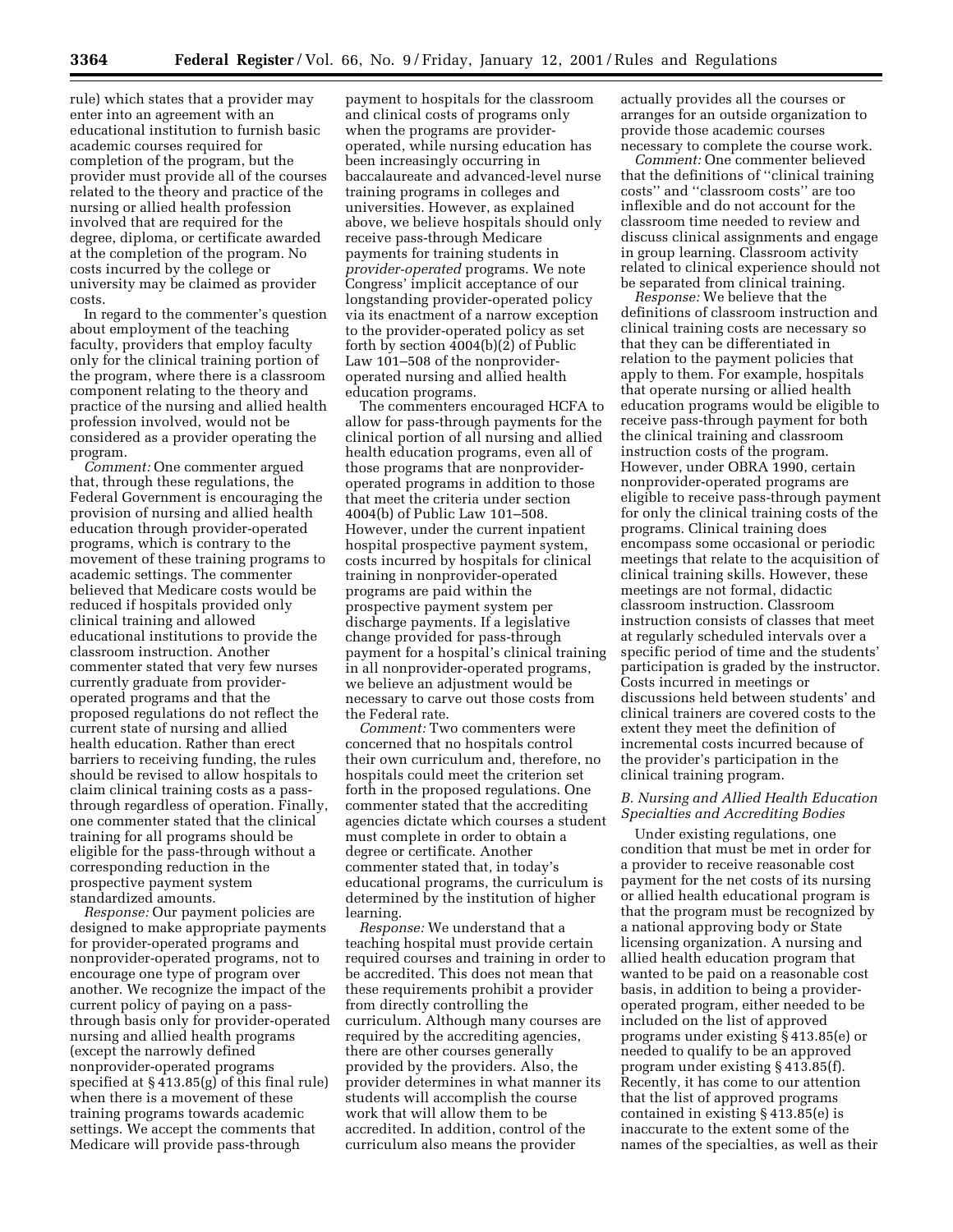rule) which states that a provider may enter into an agreement with an educational institution to furnish basic academic courses required for completion of the program, but the provider must provide all of the courses related to the theory and practice of the nursing or allied health profession involved that are required for the degree, diploma, or certificate awarded at the completion of the program. No costs incurred by the college or university may be claimed as provider costs.

In regard to the commenter's question about employment of the teaching faculty, providers that employ faculty only for the clinical training portion of the program, where there is a classroom component relating to the theory and practice of the nursing and allied health profession involved, would not be considered as a provider operating the program.

*Comment:* One commenter argued that, through these regulations, the Federal Government is encouraging the provision of nursing and allied health education through provider-operated programs, which is contrary to the movement of these training programs to academic settings. The commenter believed that Medicare costs would be reduced if hospitals provided only clinical training and allowed educational institutions to provide the classroom instruction. Another commenter stated that very few nurses currently graduate from provider-operated programs and that the proposed regulations do not reflect the current state of nursing and allied health education. Rather than erect barriers to receiving funding, the rules should be revised to allow hospitals to claim clinical training costs as a pass-through regardless of operation. Finally, one commenter stated that the clinical training for all programs should be eligible for the pass-through without a corresponding reduction in the prospective payment system standardized amounts.

*Response:* Our payment policies are designed to make appropriate payments for provider-operated programs and nonprovider-operated programs, not to encourage one type of program over another. We recognize the impact of the current policy of paying on a pass-through basis only for provider-operated nursing and allied health programs (except the narrowly defined nonprovider-operated programs specified at § 413.85(g) of this final rule) when there is a movement of these training programs towards academic settings. We accept the comments that Medicare will provide pass-through payment to hospitals for the classroom and clinical costs of programs only when the programs are provider-operated, while nursing education has been increasingly occurring in baccalaureate and advanced-level nurse training programs in colleges and universities. However, as explained above, we believe hospitals should only receive pass-through Medicare payments for training students in *provider-operated* programs. We note Congress' implicit acceptance of our longstanding provider-operated policy via its enactment of a narrow exception to the provider-operated policy as set forth by section 4004(b)(2) of Public Law 101–508 of the nonprovider-operated nursing and allied health education programs.

The commenters encouraged HCFA to allow for pass-through payments for the clinical portion of all nursing and allied health education programs, even all of those programs that are nonprovider-operated programs in addition to those that meet the criteria under section 4004(b) of Public Law 101–508. However, under the current inpatient hospital prospective payment system, costs incurred by hospitals for clinical training in nonprovider-operated programs are paid within the prospective payment system per discharge payments. If a legislative change provided for pass-through payment for a hospital's clinical training in all nonprovider-operated programs, we believe an adjustment would be necessary to carve out those costs from the Federal rate.

*Comment:* Two commenters were concerned that no hospitals control their own curriculum and, therefore, no hospitals could meet the criterion set forth in the proposed regulations. One commenter stated that the accrediting agencies dictate which courses a student must complete in order to obtain a degree or certificate. Another commenter stated that, in today's educational programs, the curriculum is determined by the institution of higher learning.

*Response:* We understand that a teaching hospital must provide certain required courses and training in order to be accredited. This does not mean that these requirements prohibit a provider from directly controlling the curriculum. Although many courses are required by the accrediting agencies, there are other courses generally provided by the providers. Also, the provider determines in what manner its students will accomplish the course work that will allow them to be accredited. In addition, control of the curriculum also means the provider actually provides all the courses or arranges for an outside organization to provide those academic courses necessary to complete the course work.

*Comment:* One commenter believed that the definitions of "clinical training costs" and "classroom costs" are too inflexible and do not account for the classroom time needed to review and discuss clinical assignments and engage in group learning. Classroom activity related to clinical experience should not be separated from clinical training.

*Response:* We believe that the definitions of classroom instruction and clinical training costs are necessary so that they can be differentiated in relation to the payment policies that apply to them. For example, hospitals that operate nursing or allied health education programs would be eligible to receive pass-through payment for both the clinical training and classroom instruction costs of the program. However, under OBRA 1990, certain nonprovider-operated programs are eligible to receive pass-through payment for only the clinical training costs of the programs. Clinical training does encompass some occasional or periodic meetings that relate to the acquisition of clinical training skills. However, these meetings are not formal, didactic classroom instruction. Classroom instruction consists of classes that meet at regularly scheduled intervals over a specific period of time and the students' participation is graded by the instructor. Costs incurred in meetings or discussions held between students' and clinical trainers are covered costs to the extent they meet the definition of incremental costs incurred because of the provider's participation in the clinical training program.

### *B. Nursing and Allied Health Education Specialties and Accrediting Bodies*

Under existing regulations, one condition that must be met in order for a provider to receive reasonable cost payment for the net costs of its nursing or allied health educational program is that the program must be recognized by a national approving body or State licensing organization. A nursing and allied health education program that wanted to be paid on a reasonable cost basis, in addition to being a provider-operated program, either needed to be included on the list of approved programs under existing § 413.85(e) or needed to qualify to be an approved program under existing § 413.85(f). Recently, it has come to our attention that the list of approved programs contained in existing § 413.85(e) is inaccurate to the extent some of the names of the specialties, as well as their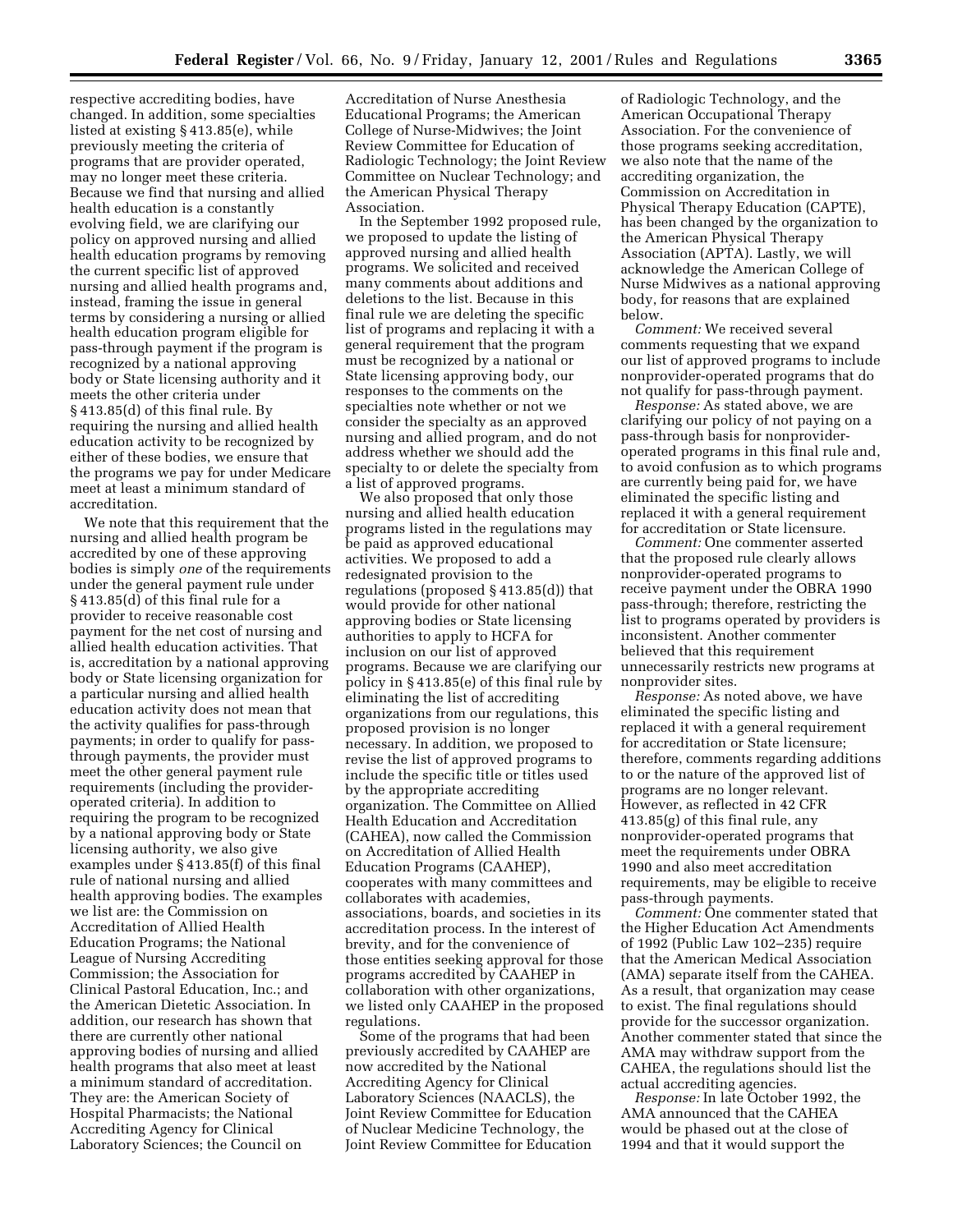respective accrediting bodies, have changed. In addition, some specialties listed at existing § 413.85(e), while previously meeting the criteria of programs that are provider operated, may no longer meet these criteria. Because we find that nursing and allied health education is a constantly evolving field, we are clarifying our policy on approved nursing and allied health education programs by removing the current specific list of approved nursing and allied health programs and, instead, framing the issue in general terms by considering a nursing or allied health education program eligible for pass-through payment if the program is recognized by a national approving body or State licensing authority and it meets the other criteria under § 413.85(d) of this final rule. By requiring the nursing and allied health education activity to be recognized by either of these bodies, we ensure that the programs we pay for under Medicare meet at least a minimum standard of accreditation.

We note that this requirement that the nursing and allied health program be accredited by one of these approving bodies is simply *one* of the requirements under the general payment rule under § 413.85(d) of this final rule for a provider to receive reasonable cost payment for the net cost of nursing and allied health education activities. That is, accreditation by a national approving body or State licensing organization for a particular nursing and allied health education activity does not mean that the activity qualifies for pass-through payments; in order to qualify for pass-through payments, the provider must meet the other general payment rule requirements (including the provider-operated criteria). In addition to requiring the program to be recognized by a national approving body or State licensing authority, we also give examples under § 413.85(f) of this final rule of national nursing and allied health approving bodies. The examples we list are: the Commission on Accreditation of Allied Health Education Programs; the National League of Nursing Accrediting Commission; the Association for Clinical Pastoral Education, Inc.; and the American Dietetic Association. In addition, our research has shown that there are currently other national approving bodies of nursing and allied health programs that also meet at least a minimum standard of accreditation. They are: the American Society of Hospital Pharmacists; the National Accrediting Agency for Clinical Laboratory Sciences; the Council on Accreditation of Nurse Anesthesia Educational Programs; the American College of Nurse-Midwives; the Joint Review Committee for Education of Radiologic Technology; the Joint Review Committee on Nuclear Technology; and the American Physical Therapy Association.

In the September 1992 proposed rule, we proposed to update the listing of approved nursing and allied health programs. We solicited and received many comments about additions and deletions to the list. Because in this final rule we are deleting the specific list of programs and replacing it with a general requirement that the program must be recognized by a national or State licensing approving body, our responses to the comments on the specialties note whether or not we consider the specialty as an approved nursing and allied program, and do not address whether we should add the specialty to or delete the specialty from a list of approved programs.

We also proposed that only those nursing and allied health education programs listed in the regulations may be paid as approved educational activities. We proposed to add a redesignated provision to the regulations (proposed § 413.85(d)) that would provide for other national approving bodies or State licensing authorities to apply to HCFA for inclusion on our list of approved programs. Because we are clarifying our policy in § 413.85(e) of this final rule by eliminating the list of accrediting organizations from our regulations, this proposed provision is no longer necessary. In addition, we proposed to revise the list of approved programs to include the specific title or titles used by the appropriate accrediting organization. The Committee on Allied Health Education and Accreditation (CAHEA), now called the Commission on Accreditation of Allied Health Education Programs (CAAHEP), cooperates with many committees and collaborates with academies, associations, boards, and societies in its accreditation process. In the interest of brevity, and for the convenience of those entities seeking approval for those programs accredited by CAAHEP in collaboration with other organizations, we listed only CAAHEP in the proposed regulations.

Some of the programs that had been previously accredited by CAAHEP are now accredited by the National Accrediting Agency for Clinical Laboratory Sciences (NAACLS), the Joint Review Committee for Education of Nuclear Medicine Technology, the Joint Review Committee for Education of Radiologic Technology, and the American Occupational Therapy Association. For the convenience of those programs seeking accreditation, we also note that the name of the accrediting organization, the Commission on Accreditation in Physical Therapy Education (CAPTE), has been changed by the organization to the American Physical Therapy Association (APTA). Lastly, we will acknowledge the American College of Nurse Midwives as a national approving body, for reasons that are explained below.

*Comment:* We received several comments requesting that we expand our list of approved programs to include nonprovider-operated programs that do not qualify for pass-through payment.

*Response:* As stated above, we are clarifying our policy of not paying on a pass-through basis for nonprovider-operated programs in this final rule and, to avoid confusion as to which programs are currently being paid for, we have eliminated the specific listing and replaced it with a general requirement for accreditation or State licensure.

*Comment:* One commenter asserted that the proposed rule clearly allows nonprovider-operated programs to receive payment under the OBRA 1990 pass-through; therefore, restricting the list to programs operated by providers is inconsistent. Another commenter believed that this requirement unnecessarily restricts new programs at nonprovider sites.

*Response:* As noted above, we have eliminated the specific listing and replaced it with a general requirement for accreditation or State licensure; therefore, comments regarding additions to or the nature of the approved list of programs are no longer relevant. However, as reflected in 42 CFR 413.85(g) of this final rule, any nonprovider-operated programs that meet the requirements under OBRA 1990 and also meet accreditation requirements, may be eligible to receive pass-through payments.

*Comment:* One commenter stated that the Higher Education Act Amendments of 1992 (Public Law 102–235) require that the American Medical Association (AMA) separate itself from the CAHEA. As a result, that organization may cease to exist. The final regulations should provide for the successor organization. Another commenter stated that since the AMA may withdraw support from the CAHEA, the regulations should list the actual accrediting agencies.

*Response:* In late October 1992, the AMA announced that the CAHEA would be phased out at the close of 1994 and that it would support the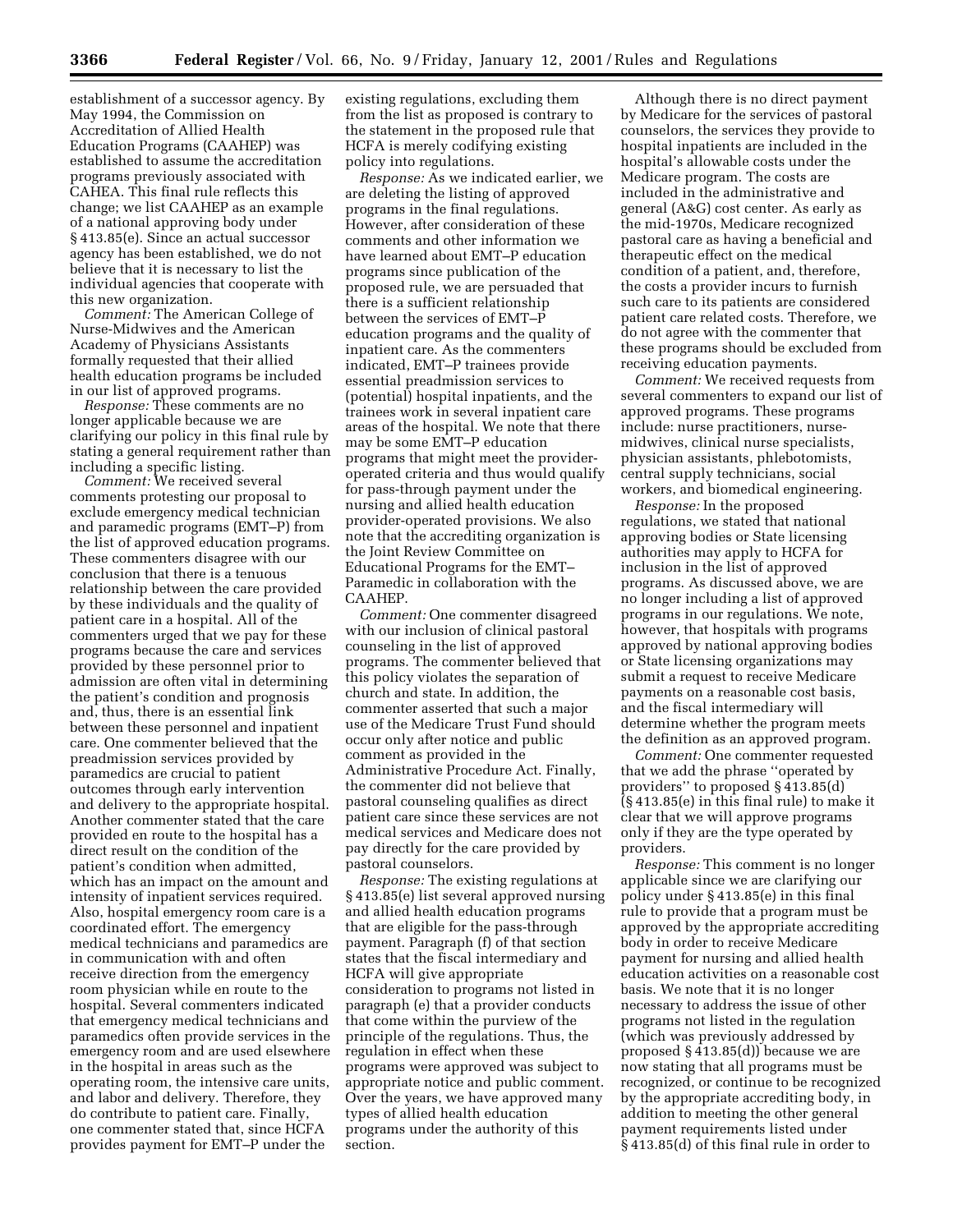establishment of a successor agency. By May 1994, the Commission on Accreditation of Allied Health Education Programs (CAAHEP) was established to assume the accreditation programs previously associated with CAHEA. This final rule reflects this change; we list CAAHEP as an example of a national approving body under § 413.85(e). Since an actual successor agency has been established, we do not believe that it is necessary to list the individual agencies that cooperate with this new organization.

*Comment:* The American College of Nurse-Midwives and the American Academy of Physicians Assistants formally requested that their allied health education programs be included in our list of approved programs.

*Response:* These comments are no longer applicable because we are clarifying our policy in this final rule by stating a general requirement rather than including a specific listing.

*Comment:* We received several comments protesting our proposal to exclude emergency medical technician and paramedic programs (EMT–P) from the list of approved education programs. These commenters disagree with our conclusion that there is a tenuous relationship between the care provided by these individuals and the quality of patient care in a hospital. All of the commenters urged that we pay for these programs because the care and services provided by these personnel prior to admission are often vital in determining the patient's condition and prognosis and, thus, there is an essential link between these personnel and inpatient care. One commenter believed that the preadmission services provided by paramedics are crucial to patient outcomes through early intervention and delivery to the appropriate hospital. Another commenter stated that the care provided en route to the hospital has a direct result on the condition of the patient's condition when admitted, which has an impact on the amount and intensity of inpatient services required. Also, hospital emergency room care is a coordinated effort. The emergency medical technicians and paramedics are in communication with and often receive direction from the emergency room physician while en route to the hospital. Several commenters indicated that emergency medical technicians and paramedics often provide services in the emergency room and are used elsewhere in the hospital in areas such as the operating room, the intensive care units, and labor and delivery. Therefore, they do contribute to patient care. Finally, one commenter stated that, since HCFA provides payment for EMT–P under the existing regulations, excluding them from the list as proposed is contrary to the statement in the proposed rule that HCFA is merely codifying existing policy into regulations.

*Response:* As we indicated earlier, we are deleting the listing of approved programs in the final regulations. However, after consideration of these comments and other information we have learned about EMT–P education programs since publication of the proposed rule, we are persuaded that there is a sufficient relationship between the services of EMT–P education programs and the quality of inpatient care. As the commenters indicated, EMT–P trainees provide essential preadmission services to (potential) hospital inpatients, and the trainees work in several inpatient care areas of the hospital. We note that there may be some EMT–P education programs that might meet the provider-operated criteria and thus would qualify for pass-through payment under the nursing and allied health education provider-operated provisions. We also note that the accrediting organization is the Joint Review Committee on Educational Programs for the EMT–Paramedic in collaboration with the CAAHEP.

*Comment:* One commenter disagreed with our inclusion of clinical pastoral counseling in the list of approved programs. The commenter believed that this policy violates the separation of church and state. In addition, the commenter asserted that such a major use of the Medicare Trust Fund should occur only after notice and public comment as provided in the Administrative Procedure Act. Finally, the commenter did not believe that pastoral counseling qualifies as direct patient care since these services are not medical services and Medicare does not pay directly for the care provided by pastoral counselors.

*Response:* The existing regulations at § 413.85(e) list several approved nursing and allied health education programs that are eligible for the pass-through payment. Paragraph (f) of that section states that the fiscal intermediary and HCFA will give appropriate consideration to programs not listed in paragraph (e) that a provider conducts that come within the purview of the principle of the regulations. Thus, the regulation in effect when these programs were approved was subject to appropriate notice and public comment. Over the years, we have approved many types of allied health education programs under the authority of this section.

Although there is no direct payment by Medicare for the services of pastoral counselors, the services they provide to hospital inpatients are included in the hospital's allowable costs under the Medicare program. The costs are included in the administrative and general (A&G) cost center. As early as the mid-1970s, Medicare recognized pastoral care as having a beneficial and therapeutic effect on the medical condition of a patient, and, therefore, the costs a provider incurs to furnish such care to its patients are considered patient care related costs. Therefore, we do not agree with the commenter that these programs should be excluded from receiving education payments.

*Comment:* We received requests from several commenters to expand our list of approved programs. These programs include: nurse practitioners, nurse-midwives, clinical nurse specialists, physician assistants, phlebotomists, central supply technicians, social workers, and biomedical engineering.

*Response:* In the proposed regulations, we stated that national approving bodies or State licensing authorities may apply to HCFA for inclusion in the list of approved programs. As discussed above, we are no longer including a list of approved programs in our regulations. We note, however, that hospitals with programs approved by national approving bodies or State licensing organizations may submit a request to receive Medicare payments on a reasonable cost basis, and the fiscal intermediary will determine whether the program meets the definition as an approved program.

*Comment:* One commenter requested that we add the phrase "operated by providers" to proposed § 413.85(d) (§ 413.85(e) in this final rule) to make it clear that we will approve programs only if they are the type operated by providers.

*Response:* This comment is no longer applicable since we are clarifying our policy under § 413.85(e) in this final rule to provide that a program must be approved by the appropriate accrediting body in order to receive Medicare payment for nursing and allied health education activities on a reasonable cost basis. We note that it is no longer necessary to address the issue of other programs not listed in the regulation (which was previously addressed by proposed § 413.85(d)) because we are now stating that all programs must be recognized, or continue to be recognized by the appropriate accrediting body, in addition to meeting the other general payment requirements listed under § 413.85(d) of this final rule in order to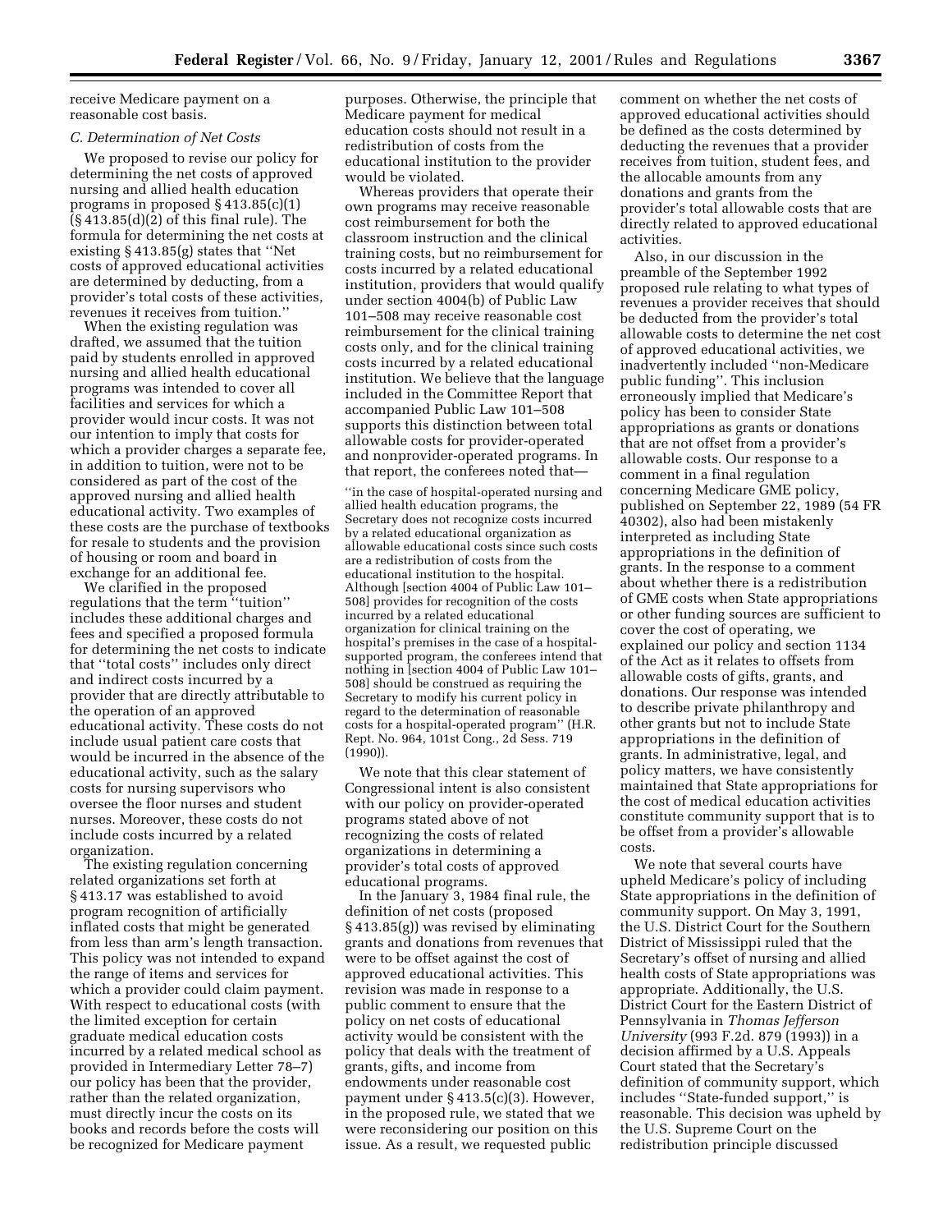receive Medicare payment on a reasonable cost basis.

### C. Determination of Net Costs

We proposed to revise our policy for determining the net costs of approved nursing and allied health education programs in proposed § 413.85(c)(1) (§ 413.85(d)(2) of this final rule). The formula for determining the net costs at existing § 413.85(g) states that ''Net costs of approved educational activities are determined by deducting, from a provider's total costs of these activities, revenues it receives from tuition.''

When the existing regulation was drafted, we assumed that the tuition paid by students enrolled in approved nursing and allied health educational programs was intended to cover all facilities and services for which a provider would incur costs. It was not our intention to imply that costs for which a provider charges a separate fee, in addition to tuition, were not to be considered as part of the cost of the approved nursing and allied health educational activity. Two examples of these costs are the purchase of textbooks for resale to students and the provision of housing or room and board in exchange for an additional fee.

We clarified in the proposed regulations that the term ''tuition'' includes these additional charges and fees and specified a proposed formula for determining the net costs to indicate that ''total costs'' includes only direct and indirect costs incurred by a provider that are directly attributable to the operation of an approved educational activity. These costs do not include usual patient care costs that would be incurred in the absence of the educational activity, such as the salary costs for nursing supervisors who oversee the floor nurses and student nurses. Moreover, these costs do not include costs incurred by a related organization.

The existing regulation concerning related organizations set forth at § 413.17 was established to avoid program recognition of artificially inflated costs that might be generated from less than arm's length transaction. This policy was not intended to expand the range of items and services for which a provider could claim payment. With respect to educational costs (with the limited exception for certain graduate medical education costs incurred by a related medical school as provided in Intermediary Letter 78–7) our policy has been that the provider, rather than the related organization, must directly incur the costs on its books and records before the costs will be recognized for Medicare payment purposes. Otherwise, the principle that Medicare payment for medical education costs should not result in a redistribution of costs from the educational institution to the provider would be violated.

Whereas providers that operate their own programs may receive reasonable cost reimbursement for both the classroom instruction and the clinical training costs, but no reimbursement for costs incurred by a related educational institution, providers that would qualify under section 4004(b) of Public Law 101–508 may receive reasonable cost reimbursement for the clinical training costs only, and for the clinical training costs incurred by a related educational institution. We believe that the language included in the Committee Report that accompanied Public Law 101–508 supports this distinction between total allowable costs for provider-operated and nonprovider-operated programs. In that report, the conferees noted that—

> ''in the case of hospital-operated nursing and allied health education programs, the Secretary does not recognize costs incurred by a related educational organization as allowable educational costs since such costs are a redistribution of costs from the educational institution to the hospital. Although [section 4004 of Public Law 101–508] provides for recognition of the costs incurred by a related educational organization for clinical training on the hospital's premises in the case of a hospital-supported program, the conferees intend that nothing in [section 4004 of Public Law 101–508] should be construed as requiring the Secretary to modify his current policy in regard to the determination of reasonable costs for a hospital-operated program'' (H.R. Rept. No. 964, 101st Cong., 2d Sess. 719 (1990)).

We note that this clear statement of Congressional intent is also consistent with our policy on provider-operated programs stated above of not recognizing the costs of related organizations in determining a provider's total costs of approved educational programs.

In the January 3, 1984 final rule, the definition of net costs (proposed § 413.85(g)) was revised by eliminating grants and donations from revenues that were to be offset against the cost of approved educational activities. This revision was made in response to a public comment to ensure that the policy on net costs of educational activity would be consistent with the policy that deals with the treatment of grants, gifts, and income from endowments under reasonable cost payment under § 413.5(c)(3). However, in the proposed rule, we stated that we were reconsidering our position on this issue. As a result, we requested public comment on whether the net costs of approved educational activities should be defined as the costs determined by deducting the revenues that a provider receives from tuition, student fees, and the allocable amounts from any donations and grants from the provider's total allowable costs that are directly related to approved educational activities.

Also, in our discussion in the preamble of the September 1992 proposed rule relating to what types of revenues a provider receives that should be deducted from the provider's total allowable costs to determine the net cost of approved educational activities, we inadvertently included ''non-Medicare public funding''. This inclusion erroneously implied that Medicare's policy has been to consider State appropriations as grants or donations that are not offset from a provider's allowable costs. Our response to a comment in a final regulation concerning Medicare GME policy, published on September 22, 1989 (54 FR 40302), also had been mistakenly interpreted as including State appropriations in the definition of grants. In the response to a comment about whether there is a redistribution of GME costs when State appropriations or other funding sources are sufficient to cover the cost of operating, we explained our policy and section 1134 of the Act as it relates to offsets from allowable costs of gifts, grants, and donations. Our response was intended to describe private philanthropy and other grants but not to include State appropriations in the definition of grants. In administrative, legal, and policy matters, we have consistently maintained that State appropriations for the cost of medical education activities constitute community support that is to be offset from a provider's allowable costs.

We note that several courts have upheld Medicare's policy of including State appropriations in the definition of community support. On May 3, 1991, the U.S. District Court for the Southern District of Mississippi ruled that the Secretary's offset of nursing and allied health costs of State appropriations was appropriate. Additionally, the U.S. District Court for the Eastern District of Pennsylvania in *Thomas Jefferson University* (993 F.2d. 879 (1993)) in a decision affirmed by a U.S. Appeals Court stated that the Secretary's definition of community support, which includes ''State-funded support,'' is reasonable. This decision was upheld by the U.S. Supreme Court on the redistribution principle discussed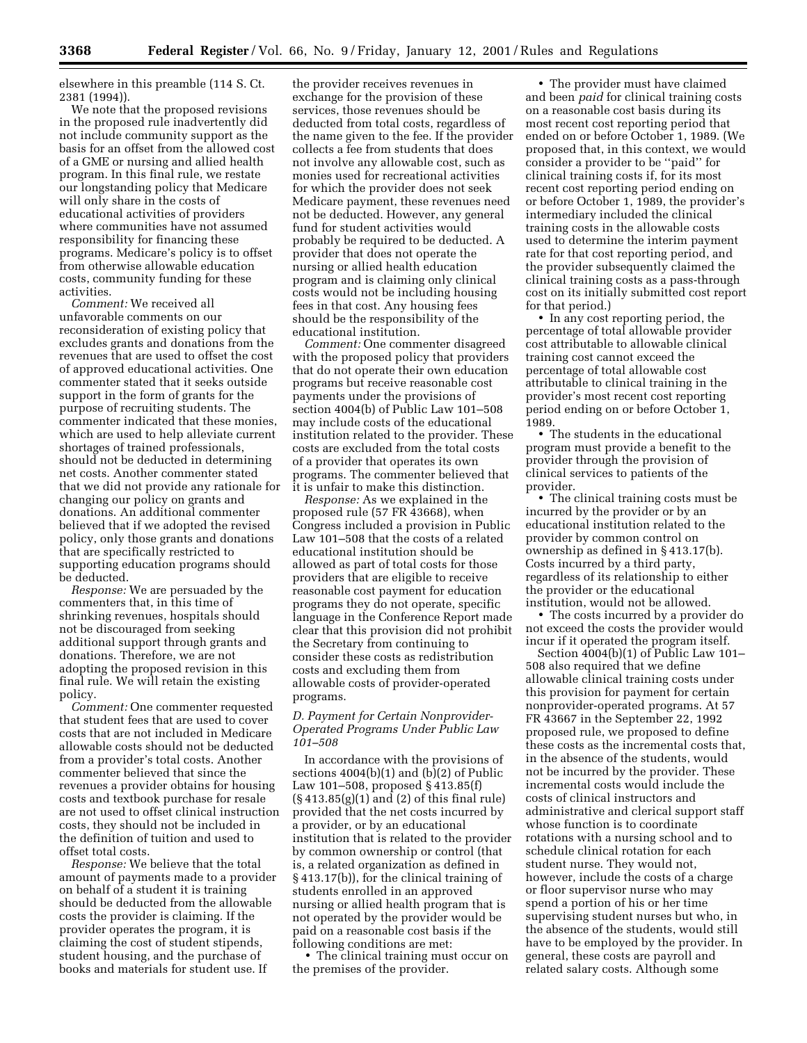elsewhere in this preamble (114 S. Ct. 2381 (1994)).

We note that the proposed revisions in the proposed rule inadvertently did not include community support as the basis for an offset from the allowed cost of a GME or nursing and allied health program. In this final rule, we restate our longstanding policy that Medicare will only share in the costs of educational activities of providers where communities have not assumed responsibility for financing these programs. Medicare's policy is to offset from otherwise allowable education costs, community funding for these activities.

*Comment:* We received all unfavorable comments on our reconsideration of existing policy that excludes grants and donations from the revenues that are used to offset the cost of approved educational activities. One commenter stated that it seeks outside support in the form of grants for the purpose of recruiting students. The commenter indicated that these monies, which are used to help alleviate current shortages of trained professionals, should not be deducted in determining net costs. Another commenter stated that we did not provide any rationale for changing our policy on grants and donations. An additional commenter believed that if we adopted the revised policy, only those grants and donations that are specifically restricted to supporting education programs should be deducted.

*Response:* We are persuaded by the commenters that, in this time of shrinking revenues, hospitals should not be discouraged from seeking additional support through grants and donations. Therefore, we are not adopting the proposed revision in this final rule. We will retain the existing policy.

*Comment:* One commenter requested that student fees that are used to cover costs that are not included in Medicare allowable costs should not be deducted from a provider's total costs. Another commenter believed that since the revenues a provider obtains for housing costs and textbook purchase for resale are not used to offset clinical instruction costs, they should not be included in the definition of tuition and used to offset total costs.

*Response:* We believe that the total amount of payments made to a provider on behalf of a student it is training should be deducted from the allowable costs the provider is claiming. If the provider operates the program, it is claiming the cost of student stipends, student housing, and the purchase of books and materials for student use. If the provider receives revenues in exchange for the provision of these services, those revenues should be deducted from total costs, regardless of the name given to the fee. If the provider collects a fee from students that does not involve any allowable cost, such as monies used for recreational activities for which the provider does not seek Medicare payment, these revenues need not be deducted. However, any general fund for student activities would probably be required to be deducted. A provider that does not operate the nursing or allied health education program and is claiming only clinical costs would not be including housing fees in that cost. Any housing fees should be the responsibility of the educational institution.

*Comment:* One commenter disagreed with the proposed policy that providers that do not operate their own education programs but receive reasonable cost payments under the provisions of section 4004(b) of Public Law 101–508 may include costs of the educational institution related to the provider. These costs are excluded from the total costs of a provider that operates its own programs. The commenter believed that it is unfair to make this distinction.

*Response:* As we explained in the proposed rule (57 FR 43668), when Congress included a provision in Public Law 101–508 that the costs of a related educational institution should be allowed as part of total costs for those providers that are eligible to receive reasonable cost payment for education programs they do not operate, specific language in the Conference Report made clear that this provision did not prohibit the Secretary from continuing to consider these costs as redistribution costs and excluding them from allowable costs of provider-operated programs.

### *D. Payment for Certain Nonprovider-Operated Programs Under Public Law 101–508*

In accordance with the provisions of sections 4004(b)(1) and (b)(2) of Public Law 101–508, proposed § 413.85(f) (§ 413.85(g)(1) and (2) of this final rule) provided that the net costs incurred by a provider, or by an educational institution that is related to the provider by common ownership or control (that is, a related organization as defined in § 413.17(b)), for the clinical training of students enrolled in an approved nursing or allied health program that is not operated by the provider would be paid on a reasonable cost basis if the following conditions are met:

- The clinical training must occur on the premises of the provider.
- The provider must have claimed and been *paid* for clinical training costs on a reasonable cost basis during its most recent cost reporting period that ended on or before October 1, 1989. (We proposed that, in this context, we would consider a provider to be "paid" for clinical training costs if, for its most recent cost reporting period ending on or before October 1, 1989, the provider's intermediary included the clinical training costs in the allowable costs used to determine the interim payment rate for that cost reporting period, and the provider subsequently claimed the clinical training costs as a pass-through cost on its initially submitted cost report for that period.)
- In any cost reporting period, the percentage of total allowable provider cost attributable to allowable clinical training cost cannot exceed the percentage of total allowable cost attributable to clinical training in the provider's most recent cost reporting period ending on or before October 1, 1989.
- The students in the educational program must provide a benefit to the provider through the provision of clinical services to patients of the provider.
- The clinical training costs must be incurred by the provider or by an educational institution related to the provider by common control on ownership as defined in § 413.17(b). Costs incurred by a third party, regardless of its relationship to either the provider or the educational institution, would not be allowed.
- The costs incurred by a provider do not exceed the costs the provider would incur if it operated the program itself.

Section 4004(b)(1) of Public Law 101–508 also required that we define allowable clinical training costs under this provision for payment for certain nonprovider-operated programs. At 57 FR 43667 in the September 22, 1992 proposed rule, we proposed to define these costs as the incremental costs that, in the absence of the students, would not be incurred by the provider. These incremental costs would include the costs of clinical instructors and administrative and clerical support staff whose function is to coordinate rotations with a nursing school and to schedule clinical rotation for each student nurse. They would not, however, include the costs of a charge or floor supervisor nurse who may spend a portion of his or her time supervising student nurses but who, in the absence of the students, would still have to be employed by the provider. In general, these costs are payroll and related salary costs. Although some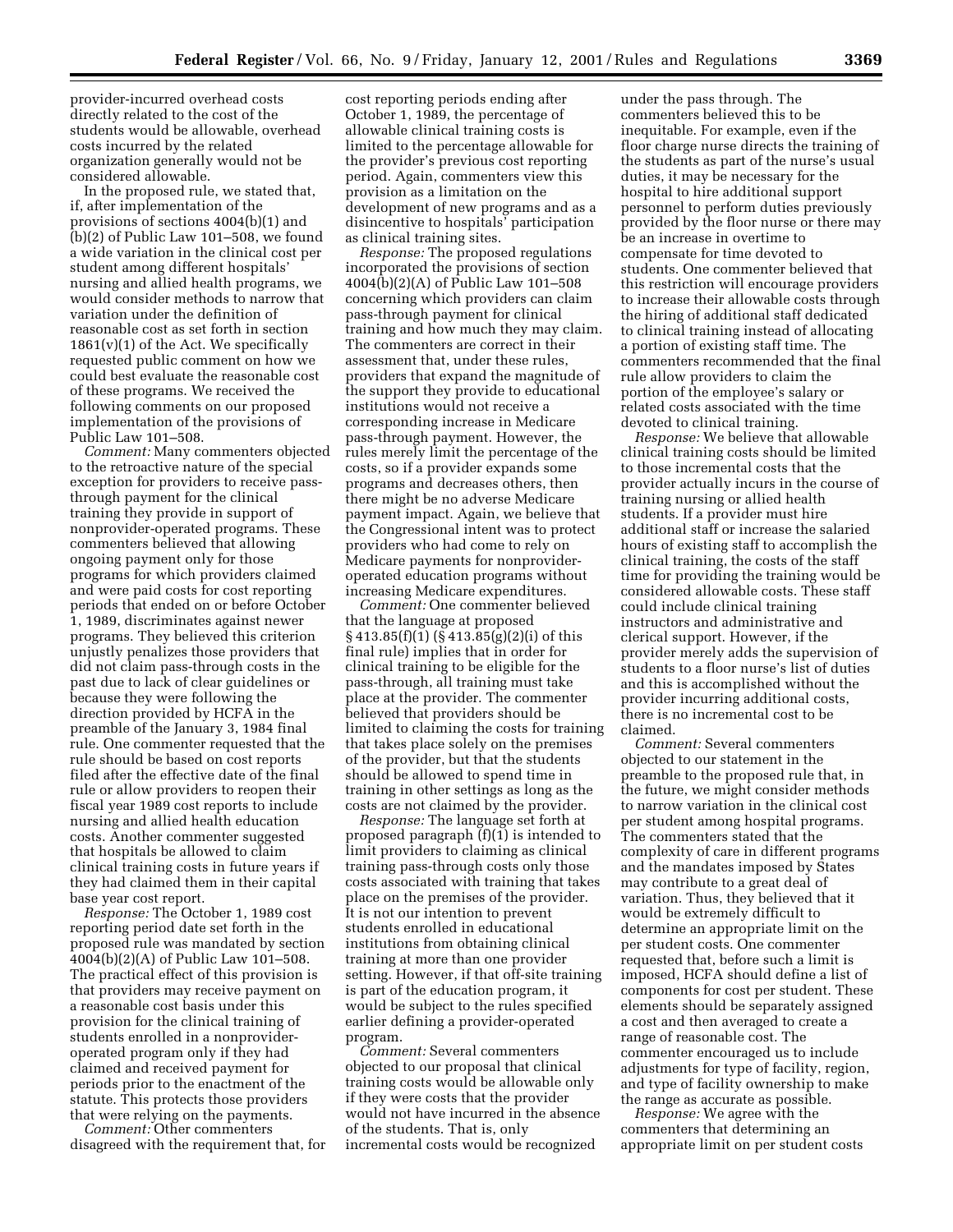provider-incurred overhead costs directly related to the cost of the students would be allowable, overhead costs incurred by the related organization generally would not be considered allowable.

In the proposed rule, we stated that, if, after implementation of the provisions of sections 4004(b)(1) and (b)(2) of Public Law 101–508, we found a wide variation in the clinical cost per student among different hospitals' nursing and allied health programs, we would consider methods to narrow that variation under the definition of reasonable cost as set forth in section 1861(v)(1) of the Act. We specifically requested public comment on how we could best evaluate the reasonable cost of these programs. We received the following comments on our proposed implementation of the provisions of Public Law 101–508.

*Comment:* Many commenters objected to the retroactive nature of the special exception for providers to receive pass-through payment for the clinical training they provide in support of nonprovider-operated programs. These commenters believed that allowing ongoing payment only for those programs for which providers claimed and were paid costs for cost reporting periods that ended on or before October 1, 1989, discriminates against newer programs. They believed this criterion unjustly penalizes those providers that did not claim pass-through costs in the past due to lack of clear guidelines or because they were following the direction provided by HCFA in the preamble of the January 3, 1984 final rule. One commenter requested that the rule should be based on cost reports filed after the effective date of the final rule or allow providers to reopen their fiscal year 1989 cost reports to include nursing and allied health education costs. Another commenter suggested that hospitals be allowed to claim clinical training costs in future years if they had claimed them in their capital base year cost report.

*Response:* The October 1, 1989 cost reporting period date set forth in the proposed rule was mandated by section 4004(b)(2)(A) of Public Law 101–508. The practical effect of this provision is that providers may receive payment on a reasonable cost basis under this provision for the clinical training of students enrolled in a nonprovider-operated program only if they had claimed and received payment for periods prior to the enactment of the statute. This protects those providers that were relying on the payments.

*Comment:* Other commenters disagreed with the requirement that, for cost reporting periods ending after October 1, 1989, the percentage of allowable clinical training costs is limited to the percentage allowable for the provider's previous cost reporting period. Again, commenters view this provision as a limitation on the development of new programs and as a disincentive to hospitals' participation as clinical training sites.

*Response:* The proposed regulations incorporated the provisions of section 4004(b)(2)(A) of Public Law 101–508 concerning which providers can claim pass-through payment for clinical training and how much they may claim. The commenters are correct in their assessment that, under these rules, providers that expand the magnitude of the support they provide to educational institutions would not receive a corresponding increase in Medicare pass-through payment. However, the rules merely limit the percentage of the costs, so if a provider expands some programs and decreases others, then there might be no adverse Medicare payment impact. Again, we believe that the Congressional intent was to protect providers who had come to rely on Medicare payments for nonprovider-operated education programs without increasing Medicare expenditures.

*Comment:* One commenter believed that the language at proposed § 413.85(f)(1) (§ 413.85(g)(2)(i) of this final rule) implies that in order for clinical training to be eligible for the pass-through, all training must take place at the provider. The commenter believed that providers should be limited to claiming the costs for training that takes place solely on the premises of the provider, but that the students should be allowed to spend time in training in other settings as long as the costs are not claimed by the provider.

*Response:* The language set forth at proposed paragraph (f)(1) is intended to limit providers to claiming as clinical training pass-through costs only those costs associated with training that takes place on the premises of the provider. It is not our intention to prevent students enrolled in educational institutions from obtaining clinical training at more than one provider setting. However, if that off-site training is part of the education program, it would be subject to the rules specified earlier defining a provider-operated program.

*Comment:* Several commenters objected to our proposal that clinical training costs would be allowable only if they were costs that the provider would not have incurred in the absence of the students. That is, only incremental costs would be recognized under the pass through. The commenters believed this to be inequitable. For example, even if the floor charge nurse directs the training of the students as part of the nurse's usual duties, it may be necessary for the hospital to hire additional support personnel to perform duties previously provided by the floor nurse or there may be an increase in overtime to compensate for time devoted to students. One commenter believed that this restriction will encourage providers to increase their allowable costs through the hiring of additional staff dedicated to clinical training instead of allocating a portion of existing staff time. The commenters recommended that the final rule allow providers to claim the portion of the employee's salary or related costs associated with the time devoted to clinical training.

*Response:* We believe that allowable clinical training costs should be limited to those incremental costs that the provider actually incurs in the course of training nursing or allied health students. If a provider must hire additional staff or increase the salaried hours of existing staff to accomplish the clinical training, the costs of the staff time for providing the training would be considered allowable costs. These staff could include clinical training instructors and administrative and clerical support. However, if the provider merely adds the supervision of students to a floor nurse's list of duties and this is accomplished without the provider incurring additional costs, there is no incremental cost to be claimed.

*Comment:* Several commenters objected to our statement in the preamble to the proposed rule that, in the future, we might consider methods to narrow variation in the clinical cost per student among hospital programs. The commenters stated that the complexity of care in different programs and the mandates imposed by States may contribute to a great deal of variation. Thus, they believed that it would be extremely difficult to determine an appropriate limit on the per student costs. One commenter requested that, before such a limit is imposed, HCFA should define a list of components for cost per student. These elements should be separately assigned a cost and then averaged to create a range of reasonable cost. The commenter encouraged us to include adjustments for type of facility, region, and type of facility ownership to make the range as accurate as possible.

*Response:* We agree with the commenters that determining an appropriate limit on per student costs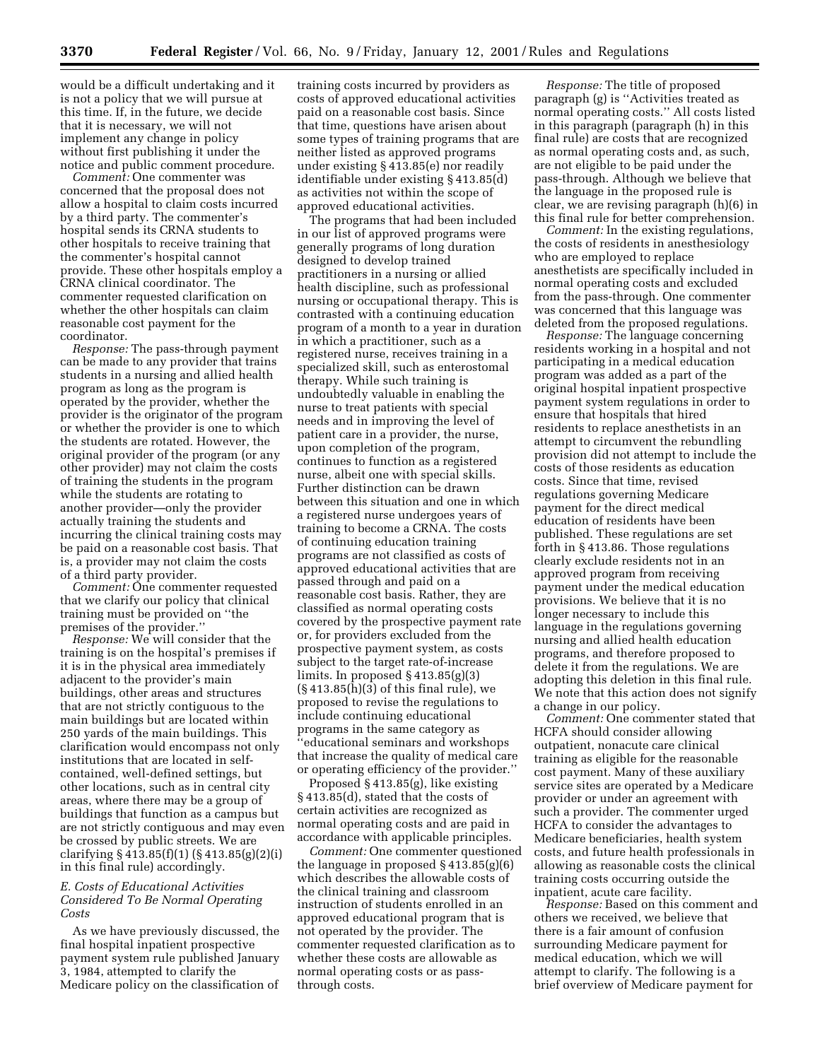would be a difficult undertaking and it is not a policy that we will pursue at this time. If, in the future, we decide that it is necessary, we will not implement any change in policy without first publishing it under the notice and public comment procedure.

*Comment:* One commenter was concerned that the proposal does not allow a hospital to claim costs incurred by a third party. The commenter's hospital sends its CRNA students to other hospitals to receive training that the commenter's hospital cannot provide. These other hospitals employ a CRNA clinical coordinator. The commenter requested clarification on whether the other hospitals can claim reasonable cost payment for the coordinator.

*Response:* The pass-through payment can be made to any provider that trains students in a nursing and allied health program as long as the program is operated by the provider, whether the provider is the originator of the program or whether the provider is one to which the students are rotated. However, the original provider of the program (or any other provider) may not claim the costs of training the students in the program while the students are rotating to another provider—only the provider actually training the students and incurring the clinical training costs may be paid on a reasonable cost basis. That is, a provider may not claim the costs of a third party provider.

*Comment:* One commenter requested that we clarify our policy that clinical training must be provided on "the premises of the provider."

*Response:* We will consider that the training is on the hospital's premises if it is in the physical area immediately adjacent to the provider's main buildings, other areas and structures that are not strictly contiguous to the main buildings but are located within 250 yards of the main buildings. This clarification would encompass not only institutions that are located in self-contained, well-defined settings, but other locations, such as in central city areas, where there may be a group of buildings that function as a campus but are not strictly contiguous and may even be crossed by public streets. We are clarifying § 413.85(f)(1) (§ 413.85(g)(2)(i) in this final rule) accordingly.

### *E. Costs of Educational Activities Considered To Be Normal Operating Costs*

As we have previously discussed, the final hospital inpatient prospective payment system rule published January 3, 1984, attempted to clarify the Medicare policy on the classification of training costs incurred by providers as costs of approved educational activities paid on a reasonable cost basis. Since that time, questions have arisen about some types of training programs that are neither listed as approved programs under existing § 413.85(e) nor readily identifiable under existing § 413.85(d) as activities not within the scope of approved educational activities.

The programs that had been included in our list of approved programs were generally programs of long duration designed to develop trained practitioners in a nursing or allied health discipline, such as professional nursing or occupational therapy. This is contrasted with a continuing education program of a month to a year in duration in which a practitioner, such as a registered nurse, receives training in a specialized skill, such as enterostomal therapy. While such training is undoubtedly valuable in enabling the nurse to treat patients with special needs and in improving the level of patient care in a provider, the nurse, upon completion of the program, continues to function as a registered nurse, albeit one with special skills. Further distinction can be drawn between this situation and one in which a registered nurse undergoes years of training to become a CRNA. The costs of continuing education training programs are not classified as costs of approved educational activities that are passed through and paid on a reasonable cost basis. Rather, they are classified as normal operating costs covered by the prospective payment rate or, for providers excluded from the prospective payment system, as costs subject to the target rate-of-increase limits. In proposed § 413.85(g)(3) (§ 413.85(h)(3) of this final rule), we proposed to revise the regulations to include continuing educational programs in the same category as "educational seminars and workshops that increase the quality of medical care or operating efficiency of the provider."

Proposed § 413.85(g), like existing § 413.85(d), stated that the costs of certain activities are recognized as normal operating costs and are paid in accordance with applicable principles.

*Comment:* One commenter questioned the language in proposed § 413.85(g)(6) which describes the allowable costs of the clinical training and classroom instruction of students enrolled in an approved educational program that is not operated by the provider. The commenter requested clarification as to whether these costs are allowable as normal operating costs or as pass-through costs.

*Response:* The title of proposed paragraph (g) is "Activities treated as normal operating costs." All costs listed in this paragraph (paragraph (h) in this final rule) are costs that are recognized as normal operating costs and, as such, are not eligible to be paid under the pass-through. Although we believe that the language in the proposed rule is clear, we are revising paragraph (h)(6) in this final rule for better comprehension.

*Comment:* In the existing regulations, the costs of residents in anesthesiology who are employed to replace anesthetists are specifically included in normal operating costs and excluded from the pass-through. One commenter was concerned that this language was deleted from the proposed regulations.

*Response:* The language concerning residents working in a hospital and not participating in a medical education program was added as a part of the original hospital inpatient prospective payment system regulations in order to ensure that hospitals that hired residents to replace anesthetists in an attempt to circumvent the rebundling provision did not attempt to include the costs of those residents as education costs. Since that time, revised regulations governing Medicare payment for the direct medical education of residents have been published. These regulations are set forth in § 413.86. Those regulations clearly exclude residents not in an approved program from receiving payment under the medical education provisions. We believe that it is no longer necessary to include this language in the regulations governing nursing and allied health education programs, and therefore proposed to delete it from the regulations. We are adopting this deletion in this final rule. We note that this action does not signify a change in our policy.

*Comment:* One commenter stated that HCFA should consider allowing outpatient, nonacute care clinical training as eligible for the reasonable cost payment. Many of these auxiliary service sites are operated by a Medicare provider or under an agreement with such a provider. The commenter urged HCFA to consider the advantages to Medicare beneficiaries, health system costs, and future health professionals in allowing as reasonable costs the clinical training costs occurring outside the inpatient, acute care facility.

*Response:* Based on this comment and others we received, we believe that there is a fair amount of confusion surrounding Medicare payment for medical education, which we will attempt to clarify. The following is a brief overview of Medicare payment for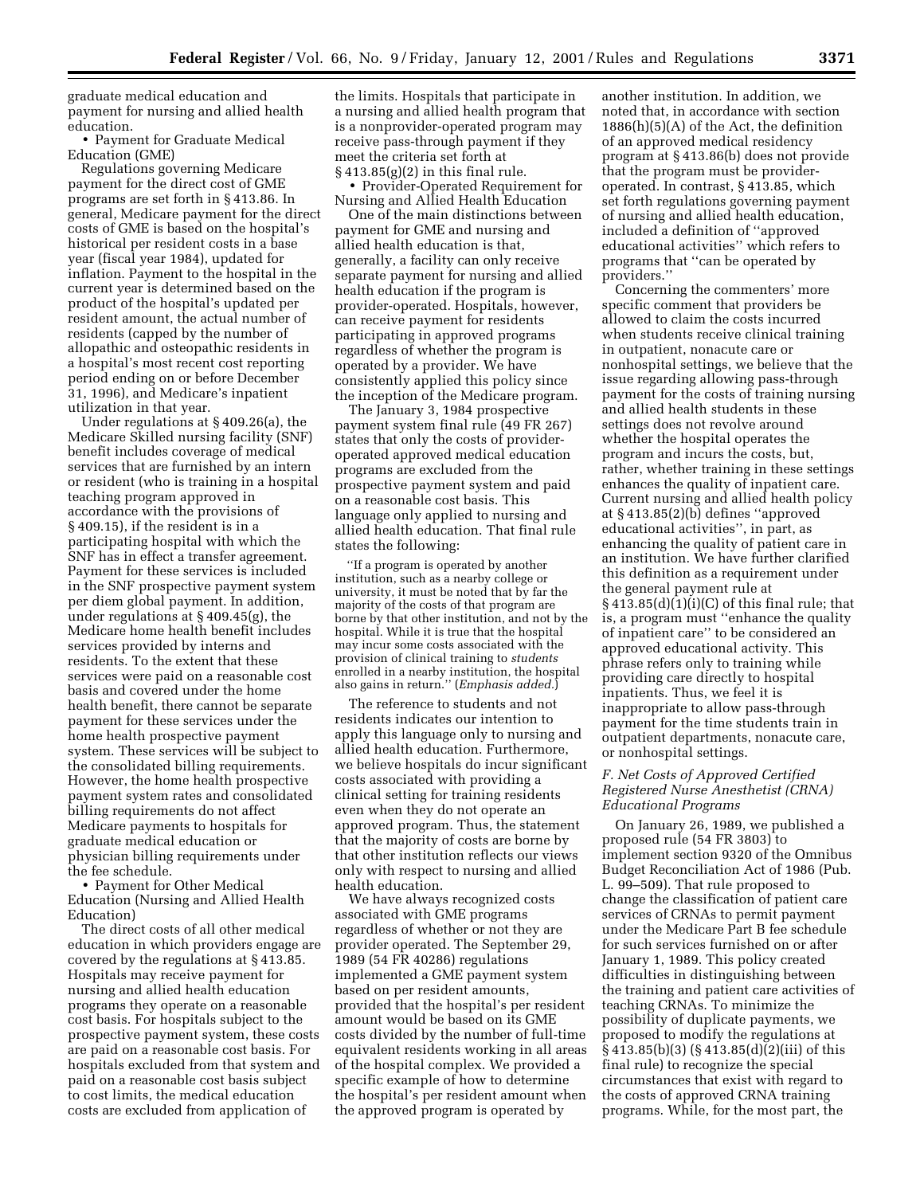graduate medical education and payment for nursing and allied health education.

• Payment for Graduate Medical Education (GME)

Regulations governing Medicare payment for the direct cost of GME programs are set forth in § 413.86. In general, Medicare payment for the direct costs of GME is based on the hospital's historical per resident costs in a base year (fiscal year 1984), updated for inflation. Payment to the hospital in the current year is determined based on the product of the hospital's updated per resident amount, the actual number of residents (capped by the number of allopathic and osteopathic residents in a hospital's most recent cost reporting period ending on or before December 31, 1996), and Medicare's inpatient utilization in that year.

Under regulations at § 409.26(a), the Medicare Skilled nursing facility (SNF) benefit includes coverage of medical services that are furnished by an intern or resident (who is training in a hospital teaching program approved in accordance with the provisions of § 409.15), if the resident is in a participating hospital with which the SNF has in effect a transfer agreement. Payment for these services is included in the SNF prospective payment system per diem global payment. In addition, under regulations at § 409.45(g), the Medicare home health benefit includes services provided by interns and residents. To the extent that these services were paid on a reasonable cost basis and covered under the home health benefit, there cannot be separate payment for these services under the home health prospective payment system. These services will be subject to the consolidated billing requirements. However, the home health prospective payment system rates and consolidated billing requirements do not affect Medicare payments to hospitals for graduate medical education or physician billing requirements under the fee schedule.

• Payment for Other Medical Education (Nursing and Allied Health Education)

The direct costs of all other medical education in which providers engage are covered by the regulations at § 413.85. Hospitals may receive payment for nursing and allied health education programs they operate on a reasonable cost basis. For hospitals subject to the prospective payment system, these costs are paid on a reasonable cost basis. For hospitals excluded from that system and paid on a reasonable cost basis subject to cost limits, the medical education costs are excluded from application of the limits. Hospitals that participate in a nursing and allied health program that is a nonprovider-operated program may receive pass-through payment if they meet the criteria set forth at § 413.85(g)(2) in this final rule.

• Provider-Operated Requirement for Nursing and Allied Health Education

One of the main distinctions between payment for GME and nursing and allied health education is that, generally, a facility can only receive separate payment for nursing and allied health education if the program is provider-operated. Hospitals, however, can receive payment for residents participating in approved programs regardless of whether the program is operated by a provider. We have consistently applied this policy since the inception of the Medicare program.

The January 3, 1984 prospective payment system final rule (49 FR 267) states that only the costs of provider-operated approved medical education programs are excluded from the prospective payment system and paid on a reasonable cost basis. This language only applied to nursing and allied health education. That final rule states the following:

> ''If a program is operated by another institution, such as a nearby college or university, it must be noted that by far the majority of the costs of that program are borne by that other institution, and not by the hospital. While it is true that the hospital may incur some costs associated with the provision of clinical training to *students* enrolled in a nearby institution, the hospital also gains in return.'' (*Emphasis added.*)

The reference to students and not residents indicates our intention to apply this language only to nursing and allied health education. Furthermore, we believe hospitals do incur significant costs associated with providing a clinical setting for training residents even when they do not operate an approved program. Thus, the statement that the majority of costs are borne by that other institution reflects our views only with respect to nursing and allied health education.

We have always recognized costs associated with GME programs regardless of whether or not they are provider operated. The September 29, 1989 (54 FR 40286) regulations implemented a GME payment system based on per resident amounts, provided that the hospital's per resident amount would be based on its GME costs divided by the number of full-time equivalent residents working in all areas of the hospital complex. We provided a specific example of how to determine the hospital's per resident amount when the approved program is operated by another institution. In addition, we noted that, in accordance with section 1886(h)(5)(A) of the Act, the definition of an approved medical residency program at § 413.86(b) does not provide that the program must be provider-operated. In contrast, § 413.85, which set forth regulations governing payment of nursing and allied health education, included a definition of ''approved educational activities'' which refers to programs that ''can be operated by providers.''

Concerning the commenters' more specific comment that providers be allowed to claim the costs incurred when students receive clinical training in outpatient, nonacute care or nonhospital settings, we believe that the issue regarding allowing pass-through payment for the costs of training nursing and allied health students in these settings does not revolve around whether the hospital operates the program and incurs the costs, but, rather, whether training in these settings enhances the quality of inpatient care. Current nursing and allied health policy at § 413.85(2)(b) defines ''approved educational activities'', in part, as enhancing the quality of patient care in an institution. We have further clarified this definition as a requirement under the general payment rule at § 413.85(d)(1)(i)(C) of this final rule; that is, a program must ''enhance the quality of inpatient care'' to be considered an approved educational activity. This phrase refers only to training while providing care directly to hospital inpatients. Thus, we feel it is inappropriate to allow pass-through payment for the time students train in outpatient departments, nonacute care, or nonhospital settings.

### *F. Net Costs of Approved Certified Registered Nurse Anesthetist (CRNA) Educational Programs*

On January 26, 1989, we published a proposed rule (54 FR 3803) to implement section 9320 of the Omnibus Budget Reconciliation Act of 1986 (Pub. L. 99–509). That rule proposed to change the classification of patient care services of CRNAs to permit payment under the Medicare Part B fee schedule for such services furnished on or after January 1, 1989. This policy created difficulties in distinguishing between the training and patient care activities of teaching CRNAs. To minimize the possibility of duplicate payments, we proposed to modify the regulations at § 413.85(b)(3) (§ 413.85(d)(2)(iii) of this final rule) to recognize the special circumstances that exist with regard to the costs of approved CRNA training programs. While, for the most part, the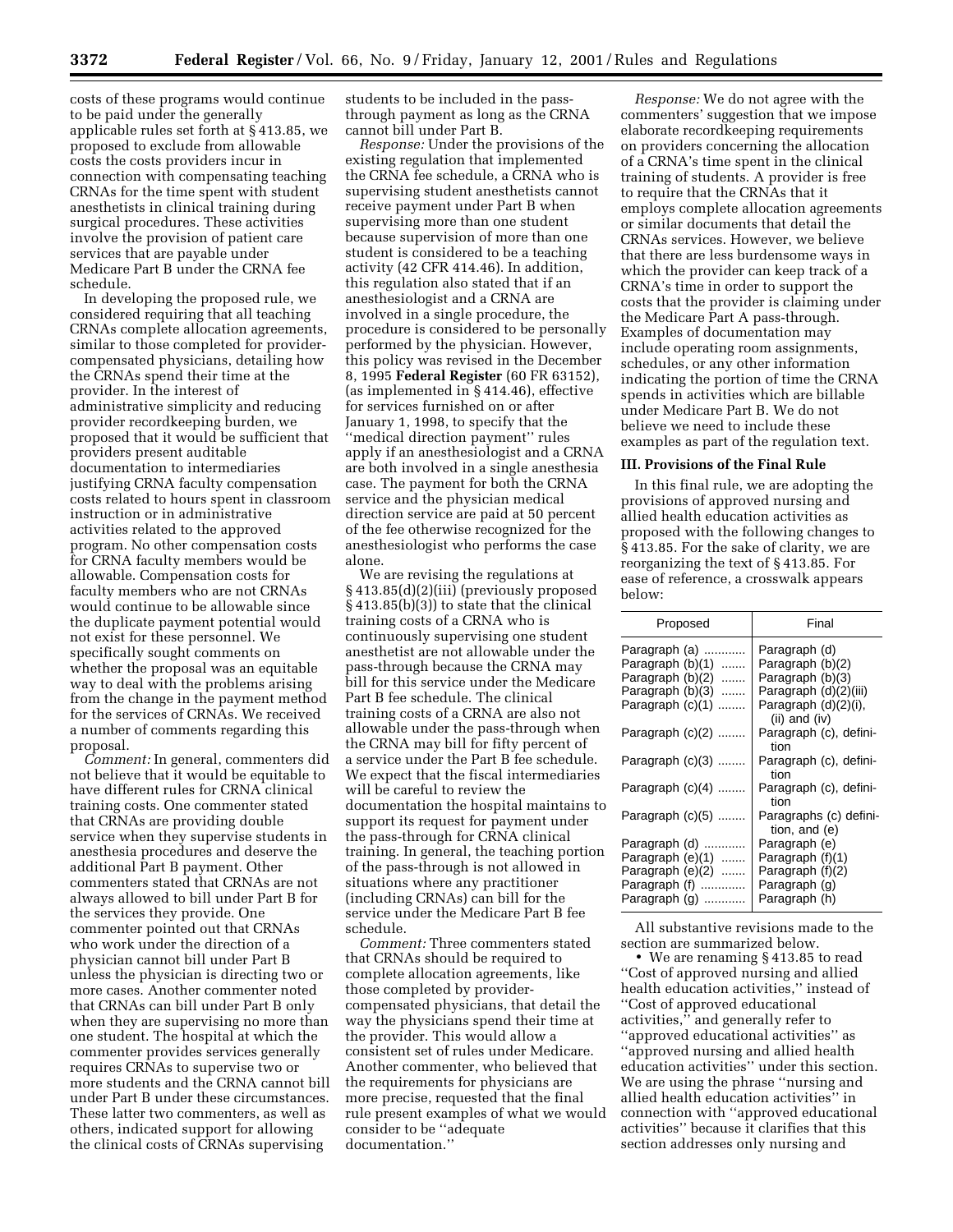costs of these programs would continue to be paid under the generally applicable rules set forth at § 413.85, we proposed to exclude from allowable costs the costs providers incur in connection with compensating teaching CRNAs for the time spent with student anesthetists in clinical training during surgical procedures. These activities involve the provision of patient care services that are payable under Medicare Part B under the CRNA fee schedule.

In developing the proposed rule, we considered requiring that all teaching CRNAs complete allocation agreements, similar to those completed for provider-compensated physicians, detailing how the CRNAs spend their time at the provider. In the interest of administrative simplicity and reducing provider recordkeeping burden, we proposed that it would be sufficient that providers present auditable documentation to intermediaries justifying CRNA faculty compensation costs related to hours spent in classroom instruction or in administrative activities related to the approved program. No other compensation costs for CRNA faculty members would be allowable. Compensation costs for faculty members who are not CRNAs would continue to be allowable since the duplicate payment potential would not exist for these personnel. We specifically sought comments on whether the proposal was an equitable way to deal with the problems arising from the change in the payment method for the services of CRNAs. We received a number of comments regarding this proposal.

*Comment:* In general, commenters did not believe that it would be equitable to have different rules for CRNA clinical training costs. One commenter stated that CRNAs are providing double service when they supervise students in anesthesia procedures and deserve the additional Part B payment. Other commenters stated that CRNAs are not always allowed to bill under Part B for the services they provide. One commenter pointed out that CRNAs who work under the direction of a physician cannot bill under Part B unless the physician is directing two or more cases. Another commenter noted that CRNAs can bill under Part B only when they are supervising no more than one student. The hospital at which the commenter provides services generally requires CRNAs to supervise two or more students and the CRNA cannot bill under Part B under these circumstances. These latter two commenters, as well as others, indicated support for allowing the clinical costs of CRNAs supervising students to be included in the pass-through payment as long as the CRNA cannot bill under Part B.

*Response:* Under the provisions of the existing regulation that implemented the CRNA fee schedule, a CRNA who is supervising student anesthetists cannot receive payment under Part B when supervising more than one student because supervision of more than one student is considered to be a teaching activity (42 CFR 414.46). In addition, this regulation also stated that if an anesthesiologist and a CRNA are involved in a single procedure, the procedure is considered to be personally performed by the physician. However, this policy was revised in the December 8, 1995 **Federal Register** (60 FR 63152), (as implemented in § 414.46), effective for services furnished on or after January 1, 1998, to specify that the "medical direction payment" rules apply if an anesthesiologist and a CRNA are both involved in a single anesthesia case. The payment for both the CRNA service and the physician medical direction service are paid at 50 percent of the fee otherwise recognized for the anesthesiologist who performs the case alone.

We are revising the regulations at § 413.85(d)(2)(iii) (previously proposed § 413.85(b)(3)) to state that the clinical training costs of a CRNA who is continuously supervising one student anesthetist are not allowable under the pass-through because the CRNA may bill for this service under the Medicare Part B fee schedule. The clinical training costs of a CRNA are also not allowable under the pass-through when the CRNA may bill for fifty percent of a service under the Part B fee schedule. We expect that the fiscal intermediaries will be careful to review the documentation the hospital maintains to support its request for payment under the pass-through for CRNA clinical training. In general, the teaching portion of the pass-through is not allowed in situations where any practitioner (including CRNAs) can bill for the service under the Medicare Part B fee schedule.

*Comment:* Three commenters stated that CRNAs should be required to complete allocation agreements, like those completed by provider-compensated physicians, that detail the way the physicians spend their time at the provider. This would allow a consistent set of rules under Medicare. Another commenter, who believed that the requirements for physicians are more precise, requested that the final rule present examples of what we would consider to be "adequate documentation."

*Response:* We do not agree with the commenters' suggestion that we impose elaborate recordkeeping requirements on providers concerning the allocation of a CRNA's time spent in the clinical training of students. A provider is free to require that the CRNAs that it employs complete allocation agreements or similar documents that detail the CRNAs services. However, we believe that there are less burdensome ways in which the provider can keep track of a CRNA's time in order to support the costs that the provider is claiming under the Medicare Part A pass-through. Examples of documentation may include operating room assignments, schedules, or any other information indicating the portion of time the CRNA spends in activities which are billable under Medicare Part B. We do not believe we need to include these examples as part of the regulation text.

### III. Provisions of the Final Rule

In this final rule, we are adopting the provisions of approved nursing and allied health education activities as proposed with the following changes to § 413.85. For the sake of clarity, we are reorganizing the text of § 413.85. For ease of reference, a crosswalk appears below:

| Proposed | Final |
|---|---|
| Paragraph (a) | Paragraph (d) |
| Paragraph (b)(1) | Paragraph (b)(2) |
| Paragraph (b)(2) | Paragraph (b)(3) |
| Paragraph (b)(3) | Paragraph (d)(2)(iii) |
| Paragraph (c)(1) | Paragraph (d)(2)(i), (ii) and (iv) |
| Paragraph (c)(2) | Paragraph (c), definition |
| Paragraph (c)(3) | Paragraph (c), definition |
| Paragraph (c)(4) | Paragraph (c), definition |
| Paragraph (c)(5) | Paragraphs (c) definition, and (e) |
| Paragraph (d) | Paragraph (e) |
| Paragraph (e)(1) | Paragraph (f)(1) |
| Paragraph (e)(2) | Paragraph (f)(2) |
| Paragraph (f) | Paragraph (g) |
| Paragraph (g) | Paragraph (h) |

All substantive revisions made to the section are summarized below.

- We are renaming § 413.85 to read "Cost of approved nursing and allied health education activities," instead of "Cost of approved educational activities," and generally refer to "approved educational activities" as "approved nursing and allied health education activities" under this section. We are using the phrase "nursing and allied health education activities" in connection with "approved educational activities" because it clarifies that this section addresses only nursing and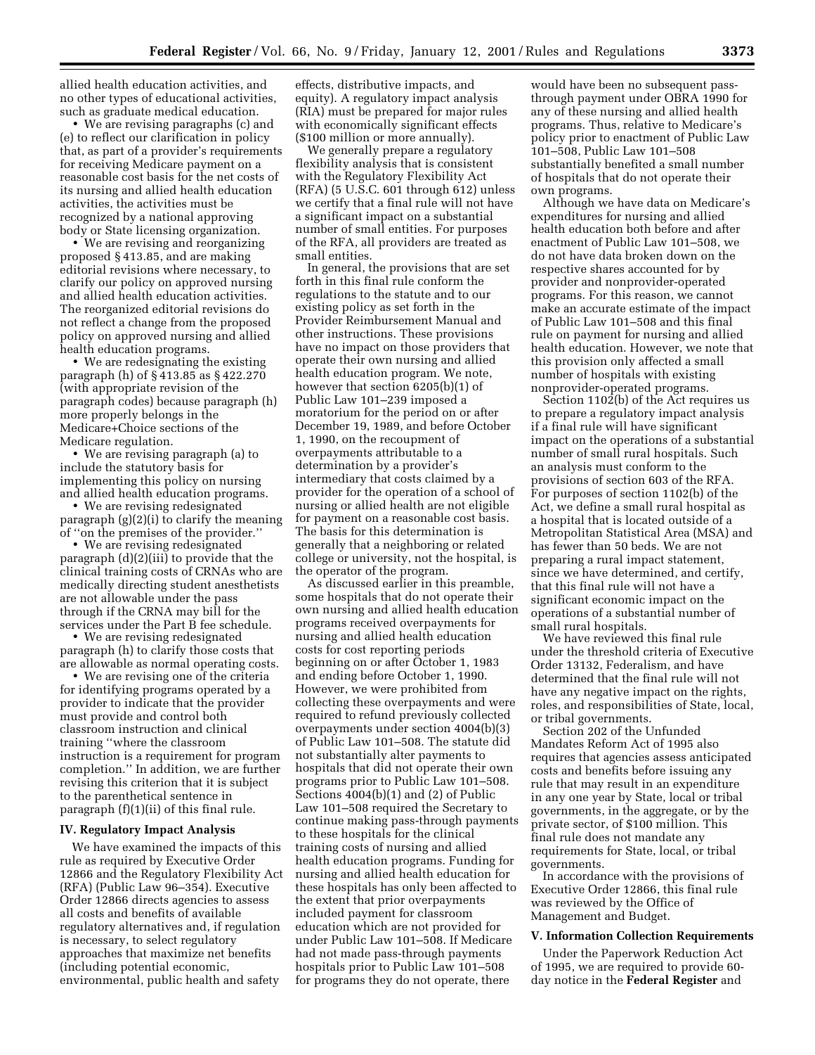allied health education activities, and no other types of educational activities, such as graduate medical education.

• We are revising paragraphs (c) and (e) to reflect our clarification in policy that, as part of a provider's requirements for receiving Medicare payment on a reasonable cost basis for the net costs of its nursing and allied health education activities, the activities must be recognized by a national approving body or State licensing organization.

• We are revising and reorganizing proposed § 413.85, and are making editorial revisions where necessary, to clarify our policy on approved nursing and allied health education activities. The reorganized editorial revisions do not reflect a change from the proposed policy on approved nursing and allied health education programs.

• We are redesignating the existing paragraph (h) of § 413.85 as § 422.270 (with appropriate revision of the paragraph codes) because paragraph (h) more properly belongs in the Medicare+Choice sections of the Medicare regulation.

• We are revising paragraph (a) to include the statutory basis for implementing this policy on nursing and allied health education programs.

• We are revising redesignated paragraph (g)(2)(i) to clarify the meaning of ''on the premises of the provider.''

• We are revising redesignated paragraph (d)(2)(iii) to provide that the clinical training costs of CRNAs who are medically directing student anesthetists are not allowable under the pass through if the CRNA may bill for the services under the Part B fee schedule.

• We are revising redesignated paragraph (h) to clarify those costs that are allowable as normal operating costs.

• We are revising one of the criteria for identifying programs operated by a provider to indicate that the provider must provide and control both classroom instruction and clinical training ''where the classroom instruction is a requirement for program completion.'' In addition, we are further revising this criterion that it is subject to the parenthetical sentence in paragraph (f)(1)(ii) of this final rule.

## IV. Regulatory Impact Analysis

We have examined the impacts of this rule as required by Executive Order 12866 and the Regulatory Flexibility Act (RFA) (Public Law 96–354). Executive Order 12866 directs agencies to assess all costs and benefits of available regulatory alternatives and, if regulation is necessary, to select regulatory approaches that maximize net benefits (including potential economic, environmental, public health and safety effects, distributive impacts, and equity). A regulatory impact analysis (RIA) must be prepared for major rules with economically significant effects ($100 million or more annually).

We generally prepare a regulatory flexibility analysis that is consistent with the Regulatory Flexibility Act (RFA) (5 U.S.C. 601 through 612) unless we certify that a final rule will not have a significant impact on a substantial number of small entities. For purposes of the RFA, all providers are treated as small entities.

In general, the provisions that are set forth in this final rule conform the regulations to the statute and to our existing policy as set forth in the Provider Reimbursement Manual and other instructions. These provisions have no impact on those providers that operate their own nursing and allied health education program. We note, however that section 6205(b)(1) of Public Law 101–239 imposed a moratorium for the period on or after December 19, 1989, and before October 1, 1990, on the recoupment of overpayments attributable to a determination by a provider's intermediary that costs claimed by a provider for the operation of a school of nursing or allied health are not eligible for payment on a reasonable cost basis. The basis for this determination is generally that a neighboring or related college or university, not the hospital, is the operator of the program.

As discussed earlier in this preamble, some hospitals that do not operate their own nursing and allied health education programs received overpayments for nursing and allied health education costs for cost reporting periods beginning on or after October 1, 1983 and ending before October 1, 1990. However, we were prohibited from collecting these overpayments and were required to refund previously collected overpayments under section 4004(b)(3) of Public Law 101–508. The statute did not substantially alter payments to hospitals that did not operate their own programs prior to Public Law 101–508. Sections 4004(b)(1) and (2) of Public Law 101–508 required the Secretary to continue making pass-through payments to these hospitals for the clinical training costs of nursing and allied health education programs. Funding for nursing and allied health education for these hospitals has only been affected to the extent that prior overpayments included payment for classroom education which are not provided for under Public Law 101–508. If Medicare had not made pass-through payments hospitals prior to Public Law 101–508 for programs they do not operate, there would have been no subsequent pass-through payment under OBRA 1990 for any of these nursing and allied health programs. Thus, relative to Medicare's policy prior to enactment of Public Law 101–508, Public Law 101–508 substantially benefited a small number of hospitals that do not operate their own programs.

Although we have data on Medicare's expenditures for nursing and allied health education both before and after enactment of Public Law 101–508, we do not have data broken down on the respective shares accounted for by provider and nonprovider-operated programs. For this reason, we cannot make an accurate estimate of the impact of Public Law 101–508 and this final rule on payment for nursing and allied health education. However, we note that this provision only affected a small number of hospitals with existing nonprovider-operated programs.

Section 1102(b) of the Act requires us to prepare a regulatory impact analysis if a final rule will have significant impact on the operations of a substantial number of small rural hospitals. Such an analysis must conform to the provisions of section 603 of the RFA. For purposes of section 1102(b) of the Act, we define a small rural hospital as a hospital that is located outside of a Metropolitan Statistical Area (MSA) and has fewer than 50 beds. We are not preparing a rural impact statement, since we have determined, and certify, that this final rule will not have a significant economic impact on the operations of a substantial number of small rural hospitals.

We have reviewed this final rule under the threshold criteria of Executive Order 13132, Federalism, and have determined that the final rule will not have any negative impact on the rights, roles, and responsibilities of State, local, or tribal governments.

Section 202 of the Unfunded Mandates Reform Act of 1995 also requires that agencies assess anticipated costs and benefits before issuing any rule that may result in an expenditure in any one year by State, local or tribal governments, in the aggregate, or by the private sector, of $100 million. This final rule does not mandate any requirements for State, local, or tribal governments.

In accordance with the provisions of Executive Order 12866, this final rule was reviewed by the Office of Management and Budget.

## V. Information Collection Requirements

Under the Paperwork Reduction Act of 1995, we are required to provide 60-day notice in the **Federal Register** and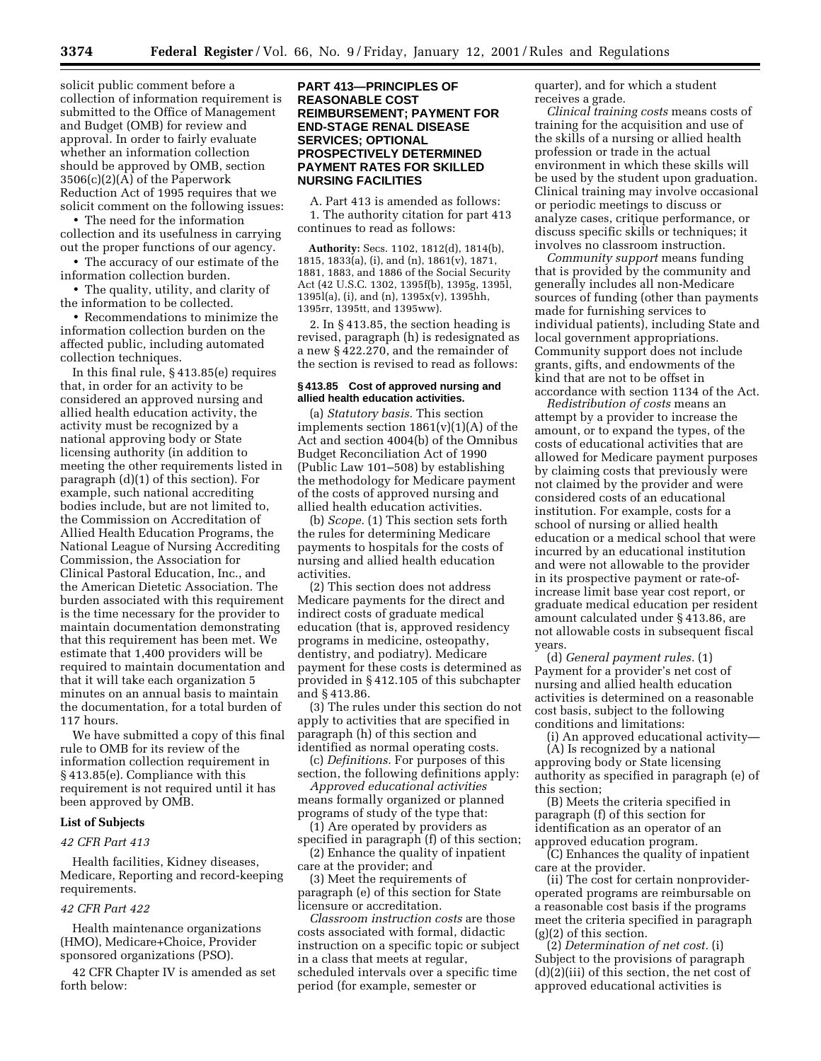solicit public comment before a collection of information requirement is submitted to the Office of Management and Budget (OMB) for review and approval. In order to fairly evaluate whether an information collection should be approved by OMB, section 3506(c)(2)(A) of the Paperwork Reduction Act of 1995 requires that we solicit comment on the following issues:

- The need for the information collection and its usefulness in carrying out the proper functions of our agency.
- The accuracy of our estimate of the information collection burden.
- The quality, utility, and clarity of the information to be collected.
- Recommendations to minimize the information collection burden on the affected public, including automated collection techniques.

In this final rule, § 413.85(e) requires that, in order for an activity to be considered an approved nursing and allied health education activity, the activity must be recognized by a national approving body or State licensing authority (in addition to meeting the other requirements listed in paragraph (d)(1) of this section). For example, such national accrediting bodies include, but are not limited to, the Commission on Accreditation of Allied Health Education Programs, the National League of Nursing Accrediting Commission, the Association for Clinical Pastoral Education, Inc., and the American Dietetic Association. The burden associated with this requirement is the time necessary for the provider to maintain documentation demonstrating that this requirement has been met. We estimate that 1,400 providers will be required to maintain documentation and that it will take each organization 5 minutes on an annual basis to maintain the documentation, for a total burden of 117 hours.

We have submitted a copy of this final rule to OMB for its review of the information collection requirement in § 413.85(e). Compliance with this requirement is not required until it has been approved by OMB.

### List of Subjects

*42 CFR Part 413*

Health facilities, Kidney diseases, Medicare, Reporting and record-keeping requirements.

*42 CFR Part 422*

Health maintenance organizations (HMO), Medicare+Choice, Provider sponsored organizations (PSO).

42 CFR Chapter IV is amended as set forth below:

## PART 413—PRINCIPLES OF REASONABLE COST REIMBURSEMENT; PAYMENT FOR END-STAGE RENAL DISEASE SERVICES; OPTIONAL PROSPECTIVELY DETERMINED PAYMENT RATES FOR SKILLED NURSING FACILITIES

A. Part 413 is amended as follows:

1. The authority citation for part 413 continues to read as follows:

**Authority:** Secs. 1102, 1812(d), 1814(b), 1815, 1833(a), (i), and (n), 1861(v), 1871, 1881, 1883, and 1886 of the Social Security Act (42 U.S.C. 1302, 1395f(b), 1395g, 1395l, 1395l(a), (i), and (n), 1395x(v), 1395hh, 1395rr, 1395tt, and 1395ww).

2. In § 413.85, the section heading is revised, paragraph (h) is redesignated as a new § 422.270, and the remainder of the section is revised to read as follows:

#### § 413.85 Cost of approved nursing and allied health education activities.

(a) *Statutory basis.* This section implements section 1861(v)(1)(A) of the Act and section 4004(b) of the Omnibus Budget Reconciliation Act of 1990 (Public Law 101–508) by establishing the methodology for Medicare payment of the costs of approved nursing and allied health education activities.

(b) *Scope.* (1) This section sets forth the rules for determining Medicare payments to hospitals for the costs of nursing and allied health education activities.

(2) This section does not address Medicare payments for the direct and indirect costs of graduate medical education (that is, approved residency programs in medicine, osteopathy, dentistry, and podiatry). Medicare payment for these costs is determined as provided in § 412.105 of this subchapter and § 413.86.

(3) The rules under this section do not apply to activities that are specified in paragraph (h) of this section and identified as normal operating costs.

(c) *Definitions.* For purposes of this section, the following definitions apply:

*Approved educational activities* means formally organized or planned programs of study of the type that:

(1) Are operated by providers as specified in paragraph (f) of this section;

(2) Enhance the quality of inpatient care at the provider; and

(3) Meet the requirements of paragraph (e) of this section for State licensure or accreditation.

*Classroom instruction costs* are those costs associated with formal, didactic instruction on a specific topic or subject in a class that meets at regular, scheduled intervals over a specific time period (for example, semester or quarter), and for which a student receives a grade.

*Clinical training costs* means costs of training for the acquisition and use of the skills of a nursing or allied health profession or trade in the actual environment in which these skills will be used by the student upon graduation. Clinical training may involve occasional or periodic meetings to discuss or analyze cases, critique performance, or discuss specific skills or techniques; it involves no classroom instruction.

*Community support* means funding that is provided by the community and generally includes all non-Medicare sources of funding (other than payments made for furnishing services to individual patients), including State and local government appropriations. Community support does not include grants, gifts, and endowments of the kind that are not to be offset in accordance with section 1134 of the Act.

*Redistribution of costs* means an attempt by a provider to increase the amount, or to expand the types, of the costs of educational activities that are allowed for Medicare payment purposes by claiming costs that previously were not claimed by the provider and were considered costs of an educational institution. For example, costs for a school of nursing or allied health education or a medical school that were incurred by an educational institution and were not allowable to the provider in its prospective payment or rate-of-increase limit base year cost report, or graduate medical education per resident amount calculated under § 413.86, are not allowable costs in subsequent fiscal years.

(d) *General payment rules.* (1) Payment for a provider's net cost of nursing and allied health education activities is determined on a reasonable cost basis, subject to the following conditions and limitations:

(i) An approved educational activity—

(A) Is recognized by a national approving body or State licensing authority as specified in paragraph (e) of this section;

(B) Meets the criteria specified in paragraph (f) of this section for identification as an operator of an approved education program.

(C) Enhances the quality of inpatient care at the provider.

(ii) The cost for certain nonprovider-operated programs are reimbursable on a reasonable cost basis if the programs meet the criteria specified in paragraph (g)(2) of this section.

(2) *Determination of net cost.* (i) Subject to the provisions of paragraph (d)(2)(iii) of this section, the net cost of approved educational activities is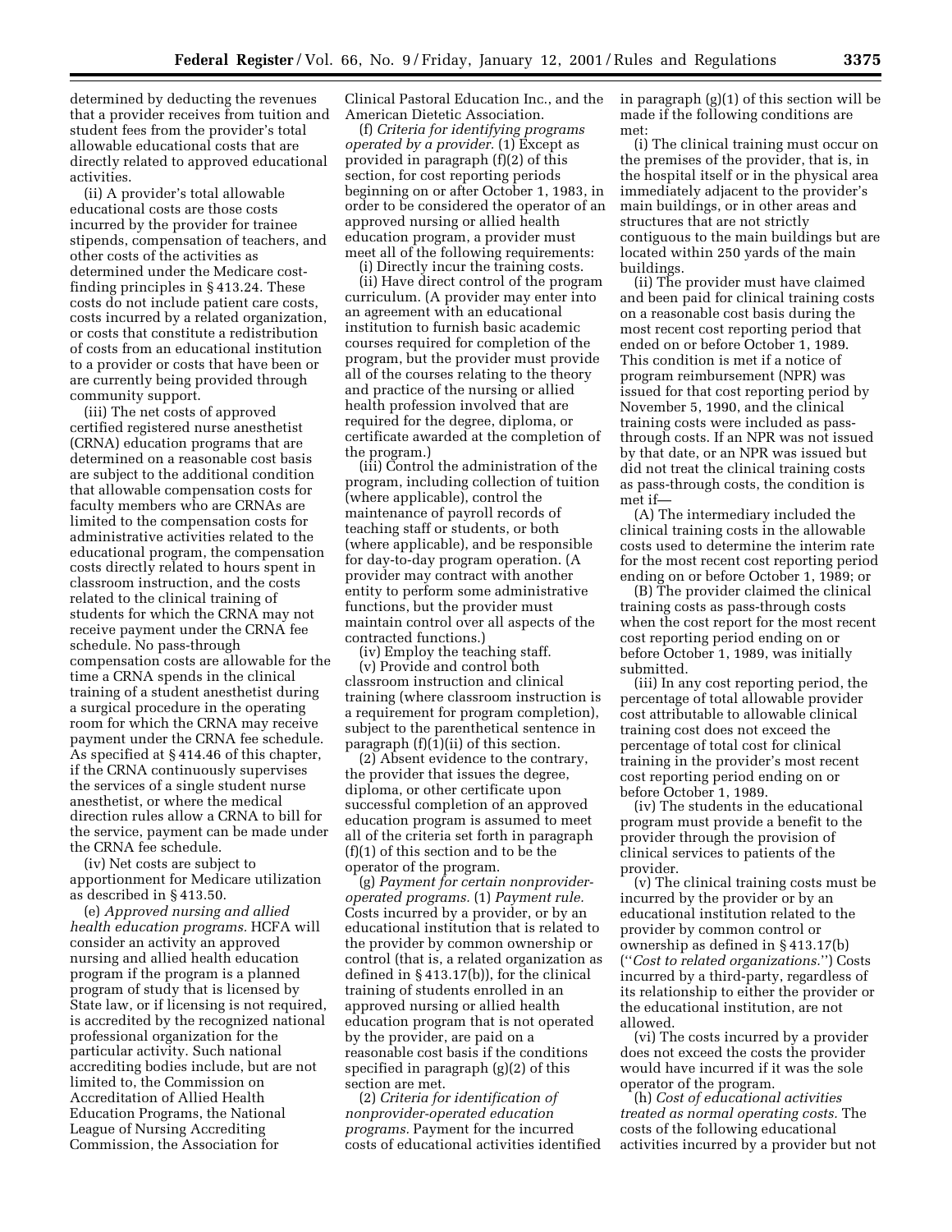determined by deducting the revenues that a provider receives from tuition and student fees from the provider's total allowable educational costs that are directly related to approved educational activities.

(ii) A provider's total allowable educational costs are those costs incurred by the provider for trainee stipends, compensation of teachers, and other costs of the activities as determined under the Medicare cost-finding principles in § 413.24. These costs do not include patient care costs, costs incurred by a related organization, or costs that constitute a redistribution of costs from an educational institution to a provider or costs that have been or are currently being provided through community support.

(iii) The net costs of approved certified registered nurse anesthetist (CRNA) education programs that are determined on a reasonable cost basis are subject to the additional condition that allowable compensation costs for faculty members who are CRNAs are limited to the compensation costs for administrative activities related to the educational program, the compensation costs directly related to hours spent in classroom instruction, and the costs related to the clinical training of students for which the CRNA may not receive payment under the CRNA fee schedule. No pass-through compensation costs are allowable for the time a CRNA spends in the clinical training of a student anesthetist during a surgical procedure in the operating room for which the CRNA may receive payment under the CRNA fee schedule. As specified at § 414.46 of this chapter, if the CRNA continuously supervises the services of a single student nurse anesthetist, or where the medical direction rules allow a CRNA to bill for the service, payment can be made under the CRNA fee schedule.

(iv) Net costs are subject to apportionment for Medicare utilization as described in § 413.50.

(e) *Approved nursing and allied health education programs.* HCFA will consider an activity an approved nursing and allied health education program if the program is a planned program of study that is licensed by State law, or if licensing is not required, is accredited by the recognized national professional organization for the particular activity. Such national accrediting bodies include, but are not limited to, the Commission on Accreditation of Allied Health Education Programs, the National League of Nursing Accrediting Commission, the Association for Clinical Pastoral Education Inc., and the American Dietetic Association.

(f) *Criteria for identifying programs operated by a provider.* (1) Except as provided in paragraph (f)(2) of this section, for cost reporting periods beginning on or after October 1, 1983, in order to be considered the operator of an approved nursing or allied health education program, a provider must meet all of the following requirements:

(i) Directly incur the training costs.

(ii) Have direct control of the program curriculum. (A provider may enter into an agreement with an educational institution to furnish basic academic courses required for completion of the program, but the provider must provide all of the courses relating to the theory and practice of the nursing or allied health profession involved that are required for the degree, diploma, or certificate awarded at the completion of the program.)

(iii) Control the administration of the program, including collection of tuition (where applicable), control the maintenance of payroll records of teaching staff or students, or both (where applicable), and be responsible for day-to-day program operation. (A provider may contract with another entity to perform some administrative functions, but the provider must maintain control over all aspects of the contracted functions.)

(iv) Employ the teaching staff.

(v) Provide and control both classroom instruction and clinical training (where classroom instruction is a requirement for program completion), subject to the parenthetical sentence in paragraph (f)(1)(ii) of this section.

(2) Absent evidence to the contrary, the provider that issues the degree, diploma, or other certificate upon successful completion of an approved education program is assumed to meet all of the criteria set forth in paragraph (f)(1) of this section and to be the operator of the program.

(g) *Payment for certain nonprovider-operated programs.* (1) *Payment rule.* Costs incurred by a provider, or by an educational institution that is related to the provider by common ownership or control (that is, a related organization as defined in § 413.17(b)), for the clinical training of students enrolled in an approved nursing or allied health education program that is not operated by the provider, are paid on a reasonable cost basis if the conditions specified in paragraph (g)(2) of this section are met.

(2) *Criteria for identification of nonprovider-operated education programs.* Payment for the incurred costs of educational activities identified in paragraph (g)(1) of this section will be made if the following conditions are met:

(i) The clinical training must occur on the premises of the provider, that is, in the hospital itself or in the physical area immediately adjacent to the provider's main buildings, or in other areas and structures that are not strictly contiguous to the main buildings but are located within 250 yards of the main buildings.

(ii) The provider must have claimed and been paid for clinical training costs on a reasonable cost basis during the most recent cost reporting period that ended on or before October 1, 1989. This condition is met if a notice of program reimbursement (NPR) was issued for that cost reporting period by November 5, 1990, and the clinical training costs were included as pass-through costs. If an NPR was not issued by that date, or an NPR was issued but did not treat the clinical training costs as pass-through costs, the condition is met if—

(A) The intermediary included the clinical training costs in the allowable costs used to determine the interim rate for the most recent cost reporting period ending on or before October 1, 1989; or

(B) The provider claimed the clinical training costs as pass-through costs when the cost report for the most recent cost reporting period ending on or before October 1, 1989, was initially submitted.

(iii) In any cost reporting period, the percentage of total allowable provider cost attributable to allowable clinical training cost does not exceed the percentage of total cost for clinical training in the provider's most recent cost reporting period ending on or before October 1, 1989.

(iv) The students in the educational program must provide a benefit to the provider through the provision of clinical services to patients of the provider.

(v) The clinical training costs must be incurred by the provider or by an educational institution related to the provider by common control or ownership as defined in § 413.17(b) (''*Cost to related organizations.*'') Costs incurred by a third-party, regardless of its relationship to either the provider or the educational institution, are not allowed.

(vi) The costs incurred by a provider does not exceed the costs the provider would have incurred if it was the sole operator of the program.

(h) *Cost of educational activities treated as normal operating costs.* The costs of the following educational activities incurred by a provider but not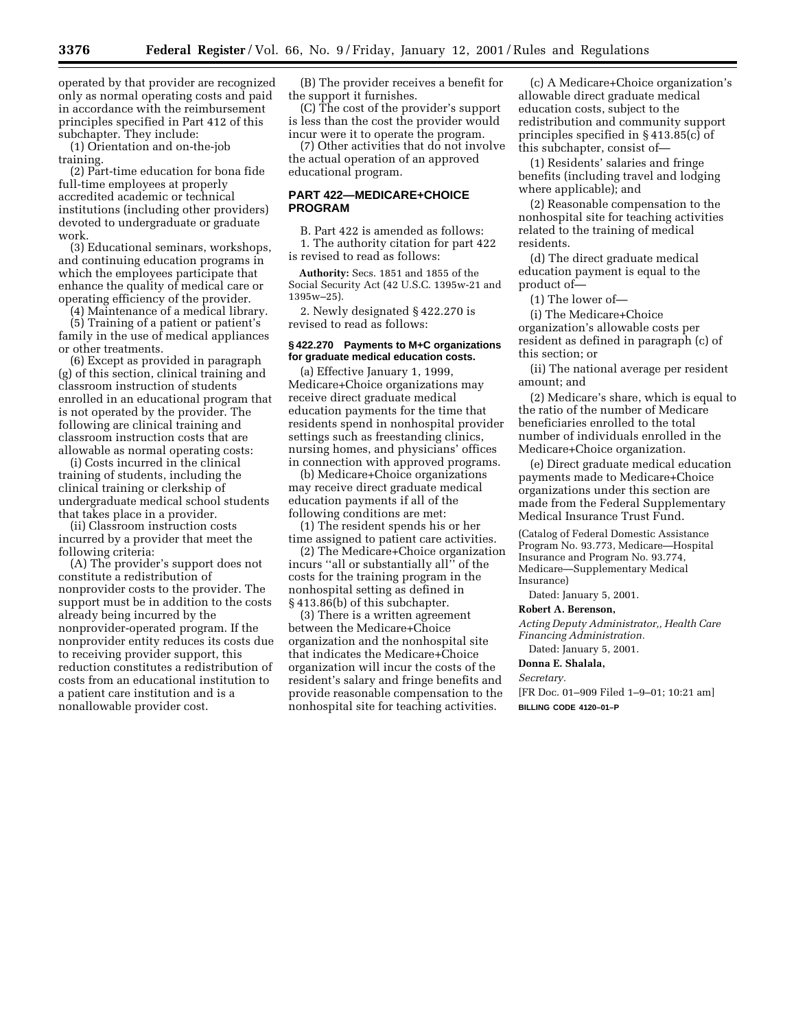operated by that provider are recognized only as normal operating costs and paid in accordance with the reimbursement principles specified in Part 412 of this subchapter. They include:

(1) Orientation and on-the-job training.

(2) Part-time education for bona fide full-time employees at properly accredited academic or technical institutions (including other providers) devoted to undergraduate or graduate work.

(3) Educational seminars, workshops, and continuing education programs in which the employees participate that enhance the quality of medical care or operating efficiency of the provider.

(4) Maintenance of a medical library.

(5) Training of a patient or patient's family in the use of medical appliances or other treatments.

(6) Except as provided in paragraph (g) of this section, clinical training and classroom instruction of students enrolled in an educational program that is not operated by the provider. The following are clinical training and classroom instruction costs that are allowable as normal operating costs:

(i) Costs incurred in the clinical training of students, including the clinical training or clerkship of undergraduate medical school students that takes place in a provider.

(ii) Classroom instruction costs incurred by a provider that meet the following criteria:

(A) The provider's support does not constitute a redistribution of nonprovider costs to the provider. The support must be in addition to the costs already being incurred by the nonprovider-operated program. If the nonprovider entity reduces its costs due to receiving provider support, this reduction constitutes a redistribution of costs from an educational institution to a patient care institution and is a nonallowable provider cost.

(B) The provider receives a benefit for the support it furnishes.

(C) The cost of the provider's support is less than the cost the provider would incur were it to operate the program.

(7) Other activities that do not involve the actual operation of an approved educational program.

## PART 422—MEDICARE+CHOICE PROGRAM

B. Part 422 is amended as follows:

1. The authority citation for part 422 is revised to read as follows:

**Authority:** Secs. 1851 and 1855 of the Social Security Act (42 U.S.C. 1395w-21 and 1395w–25).

2. Newly designated § 422.270 is revised to read as follows:

### § 422.270 Payments to M+C organizations for graduate medical education costs.

(a) Effective January 1, 1999, Medicare+Choice organizations may receive direct graduate medical education payments for the time that residents spend in nonhospital provider settings such as freestanding clinics, nursing homes, and physicians' offices in connection with approved programs.

(b) Medicare+Choice organizations may receive direct graduate medical education payments if all of the following conditions are met:

(1) The resident spends his or her time assigned to patient care activities.

(2) The Medicare+Choice organization incurs "all or substantially all" of the costs for the training program in the nonhospital setting as defined in § 413.86(b) of this subchapter.

(3) There is a written agreement between the Medicare+Choice organization and the nonhospital site that indicates the Medicare+Choice organization will incur the costs of the resident's salary and fringe benefits and provide reasonable compensation to the nonhospital site for teaching activities.

(c) A Medicare+Choice organization's allowable direct graduate medical education costs, subject to the redistribution and community support principles specified in § 413.85(c) of this subchapter, consist of—

(1) Residents' salaries and fringe benefits (including travel and lodging where applicable); and

(2) Reasonable compensation to the nonhospital site for teaching activities related to the training of medical residents.

(d) The direct graduate medical education payment is equal to the product of—

(1) The lower of—

(i) The Medicare+Choice organization's allowable costs per resident as defined in paragraph (c) of this section; or

(ii) The national average per resident amount; and

(2) Medicare's share, which is equal to the ratio of the number of Medicare beneficiaries enrolled to the total number of individuals enrolled in the Medicare+Choice organization.

(e) Direct graduate medical education payments made to Medicare+Choice organizations under this section are made from the Federal Supplementary Medical Insurance Trust Fund.

(Catalog of Federal Domestic Assistance Program No. 93.773, Medicare—Hospital Insurance and Program No. 93.774, Medicare—Supplementary Medical Insurance)

Dated: January 5, 2001.

**Robert A. Berenson,**

*Acting Deputy Administrator,, Health Care Financing Administration.*

Dated: January 5, 2001.

**Donna E. Shalala,**

*Secretary.*

[FR Doc. 01–909 Filed 1–9–01; 10:21 am]

**BILLING CODE 4120–01–P**